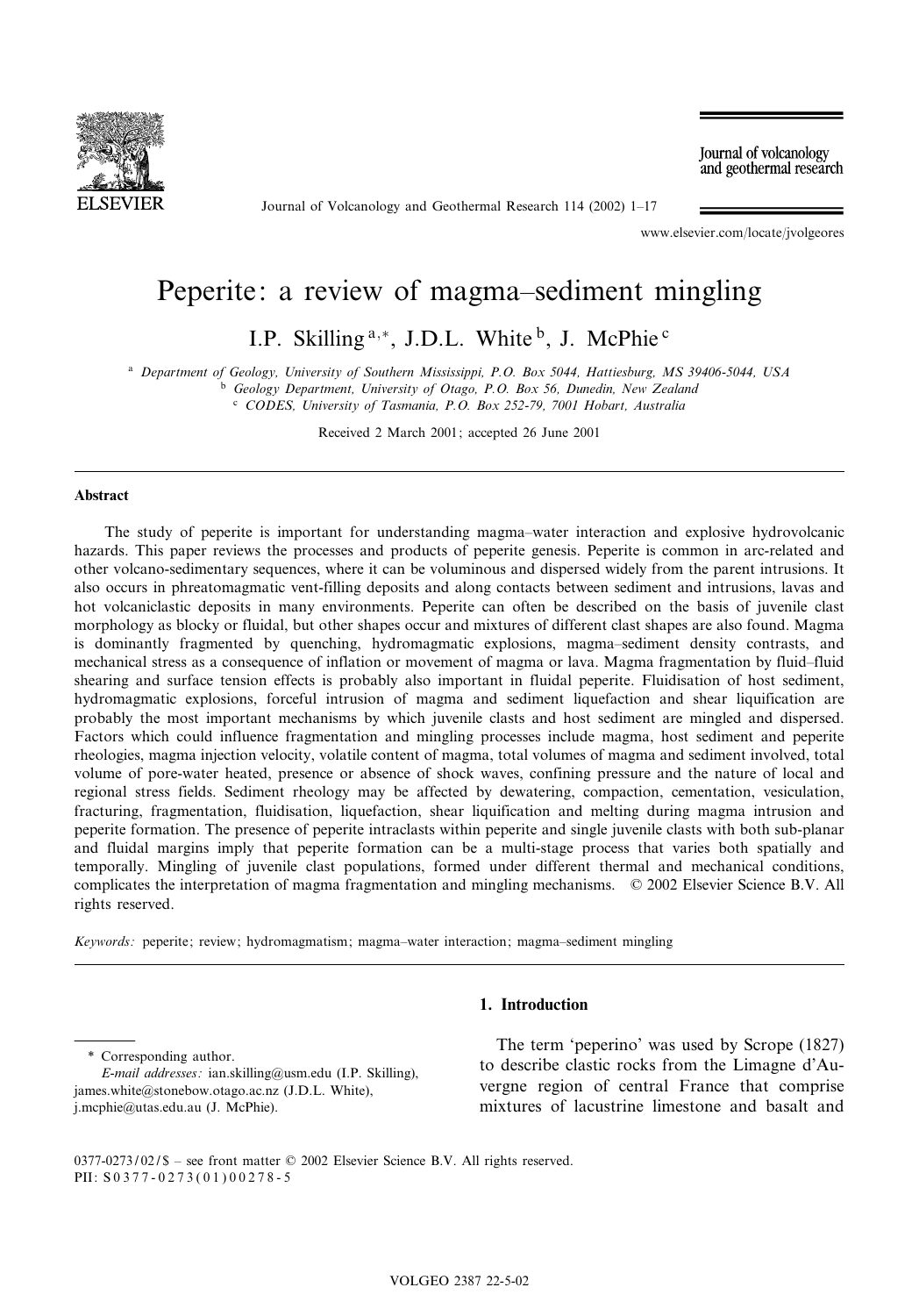# Peperite: a review of magma–sediment mingling

I.P. Skilling [a,*], J.D.L. White [b], J. McPhie [c]

[a] Department of Geology, University of Southern Mississippi, P.O. Box 5044, Hattiesburg, MS 39406-5044, USA
[b] Geology Department, University of Otago, P.O. Box 56, Dunedin, New Zealand
[c] CODES, University of Tasmania, P.O. Box 252-79, 7001 Hobart, Australia

Received 2 March 2001; accepted 26 June 2001

## Abstract

The study of peperite is important for understanding magma–water interaction and explosive hydrovolcanic hazards. This paper reviews the processes and products of peperite genesis. Peperite is common in arc-related and other volcano-sedimentary sequences, where it can be voluminous and dispersed widely from the parent intrusions. It also occurs in phreatomagmatic vent-filling deposits and along contacts between sediment and intrusions, lavas and hot volcaniclastic deposits in many environments. Peperite can often be described on the basis of juvenile clast morphology as blocky or fluidal, but other shapes occur and mixtures of different clast shapes are also found. Magma is dominantly fragmented by quenching, hydromagmatic explosions, magma–sediment density contrasts, and mechanical stress as a consequence of inflation or movement of magma or lava. Magma fragmentation by fluid–fluid shearing and surface tension effects is probably also important in fluidal peperite. Fluidisation of host sediment, hydromagmatic explosions, forceful intrusion of magma and sediment liquefaction and shear liquification are probably the most important mechanisms by which juvenile clasts and host sediment are mingled and dispersed. Factors which could influence fragmentation and mingling processes include magma, host sediment and peperite rheologies, magma injection velocity, volatile content of magma, total volumes of magma and sediment involved, total volume of pore-water heated, presence or absence of shock waves, confining pressure and the nature of local and regional stress fields. Sediment rheology may be affected by dewatering, compaction, cementation, vesiculation, fracturing, fragmentation, fluidisation, liquefaction, shear liquification and melting during magma intrusion and peperite formation. The presence of peperite intraclasts within peperite and single juvenile clasts with both sub-planar and fluidal margins imply that peperite formation can be a multi-stage process that varies both spatially and temporally. Mingling of juvenile clast populations, formed under different thermal and mechanical conditions, complicates the interpretation of magma fragmentation and mingling mechanisms. © 2002 Elsevier Science B.V. All rights reserved.

*Keywords:* peperite; review; hydromagmatism; magma–water interaction; magma–sediment mingling

## 1. Introduction

The term 'peperino' was used by Scrope (1827) to describe clastic rocks from the Limagne d'Auvergne region of central France that comprise mixtures of lacustrine limestone and basalt and

\* Corresponding author.
*E-mail addresses:* ian.skilling@usm.edu (I.P. Skilling), james.white@stonebow.otago.ac.nz (J.D.L. White), j.mcphie@utas.edu.au (J. McPhie).

0377-0273/02/$ – see front matter © 2002 Elsevier Science B.V. All rights reserved.
PII: S0377-0273(01)00278-5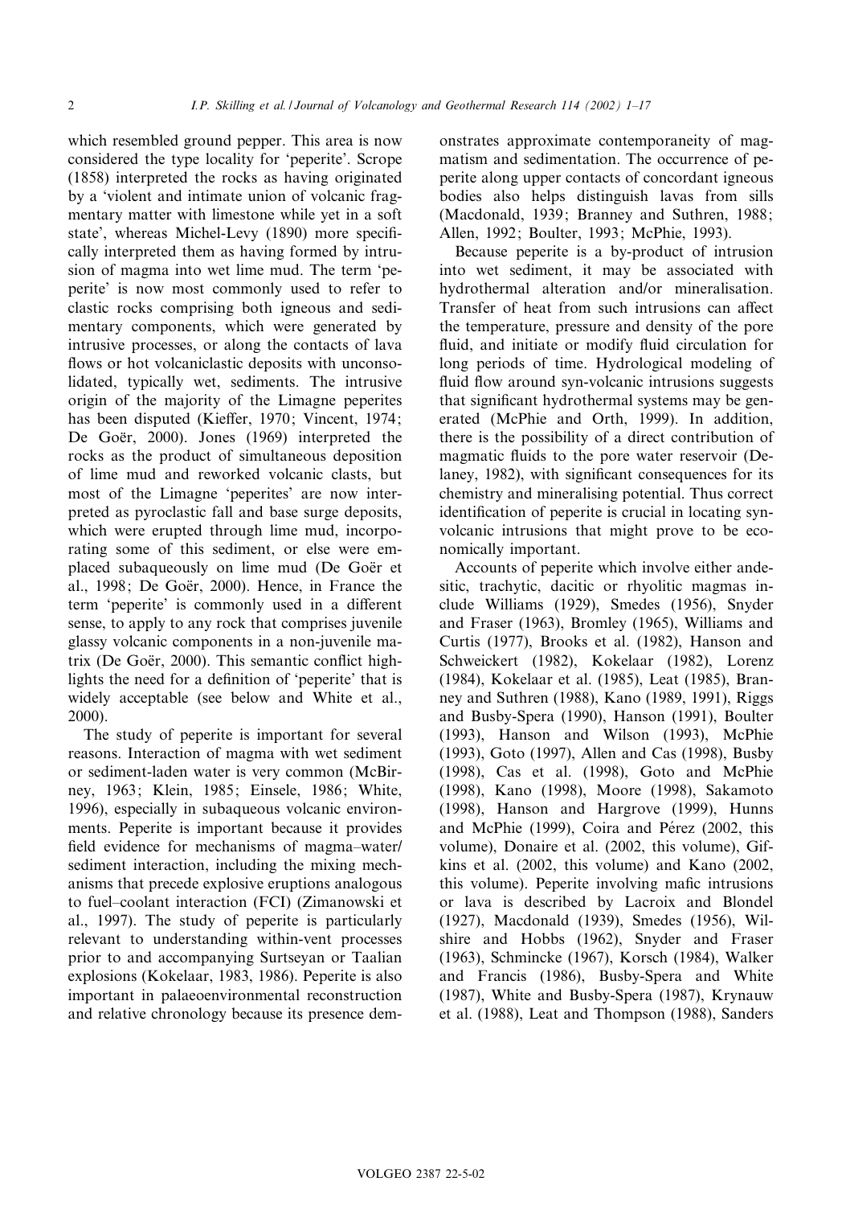which resembled ground pepper. This area is now considered the type locality for 'peperite'. Scrope (1858) interpreted the rocks as having originated by a 'violent and intimate union of volcanic fragmentary matter with limestone while yet in a soft state', whereas Michel-Levy (1890) more specifically interpreted them as having formed by intrusion of magma into wet lime mud. The term 'peperite' is now most commonly used to refer to clastic rocks comprising both igneous and sedimentary components, which were generated by intrusive processes, or along the contacts of lava flows or hot volcaniclastic deposits with unconsolidated, typically wet, sediments. The intrusive origin of the majority of the Limagne peperites has been disputed (Kieffer, 1970; Vincent, 1974; De Goër, 2000). Jones (1969) interpreted the rocks as the product of simultaneous deposition of lime mud and reworked volcanic clasts, but most of the Limagne 'peperites' are now interpreted as pyroclastic fall and base surge deposits, which were erupted through lime mud, incorporating some of this sediment, or else were emplaced subaqueously on lime mud (De Goër et al., 1998; De Goër, 2000). Hence, in France the term 'peperite' is commonly used in a different sense, to apply to any rock that comprises juvenile glassy volcanic components in a non-juvenile matrix (De Goër, 2000). This semantic conflict highlights the need for a definition of 'peperite' that is widely acceptable (see below and White et al., 2000).

The study of peperite is important for several reasons. Interaction of magma with wet sediment or sediment-laden water is very common (McBirney, 1963; Klein, 1985; Einsele, 1986; White, 1996), especially in subaqueous volcanic environments. Peperite is important because it provides field evidence for mechanisms of magma–water/sediment interaction, including the mixing mechanisms that precede explosive eruptions analogous to fuel–coolant interaction (FCI) (Zimanowski et al., 1997). The study of peperite is particularly relevant to understanding within-vent processes prior to and accompanying Surtseyan or Taalian explosions (Kokelaar, 1983, 1986). Peperite is also important in palaeoenvironmental reconstruction and relative chronology because its presence demonstrates approximate contemporaneity of magmatism and sedimentation. The occurrence of peperite along upper contacts of concordant igneous bodies also helps distinguish lavas from sills (Macdonald, 1939; Branney and Suthren, 1988; Allen, 1992; Boulter, 1993; McPhie, 1993).

Because peperite is a by-product of intrusion into wet sediment, it may be associated with hydrothermal alteration and/or mineralisation. Transfer of heat from such intrusions can affect the temperature, pressure and density of the pore fluid, and initiate or modify fluid circulation for long periods of time. Hydrological modeling of fluid flow around syn-volcanic intrusions suggests that significant hydrothermal systems may be generated (McPhie and Orth, 1999). In addition, there is the possibility of a direct contribution of magmatic fluids to the pore water reservoir (Delaney, 1982), with significant consequences for its chemistry and mineralising potential. Thus correct identification of peperite is crucial in locating syn-volcanic intrusions that might prove to be economically important.

Accounts of peperite which involve either andesitic, trachytic, dacitic or rhyolitic magmas include Williams (1929), Smedes (1956), Snyder and Fraser (1963), Bromley (1965), Williams and Curtis (1977), Brooks et al. (1982), Hanson and Schweickert (1982), Kokelaar (1982), Lorenz (1984), Kokelaar et al. (1985), Leat (1985), Branney and Suthren (1988), Kano (1989, 1991), Riggs and Busby-Spera (1990), Hanson (1991), Boulter (1993), Hanson and Wilson (1993), McPhie (1993), Goto (1997), Allen and Cas (1998), Busby (1998), Cas et al. (1998), Goto and McPhie (1998), Kano (1998), Moore (1998), Sakamoto (1998), Hanson and Hargrove (1999), Hunns and McPhie (1999), Coira and Pérez (2002, this volume), Donaire et al. (2002, this volume), Gifkins et al. (2002, this volume) and Kano (2002, this volume). Peperite involving mafic intrusions or lava is described by Lacroix and Blondel (1927), Macdonald (1939), Smedes (1956), Wilshire and Hobbs (1962), Snyder and Fraser (1963), Schmincke (1967), Korsch (1984), Walker and Francis (1986), Busby-Spera and White (1987), White and Busby-Spera (1987), Krynauw et al. (1988), Leat and Thompson (1988), Sanders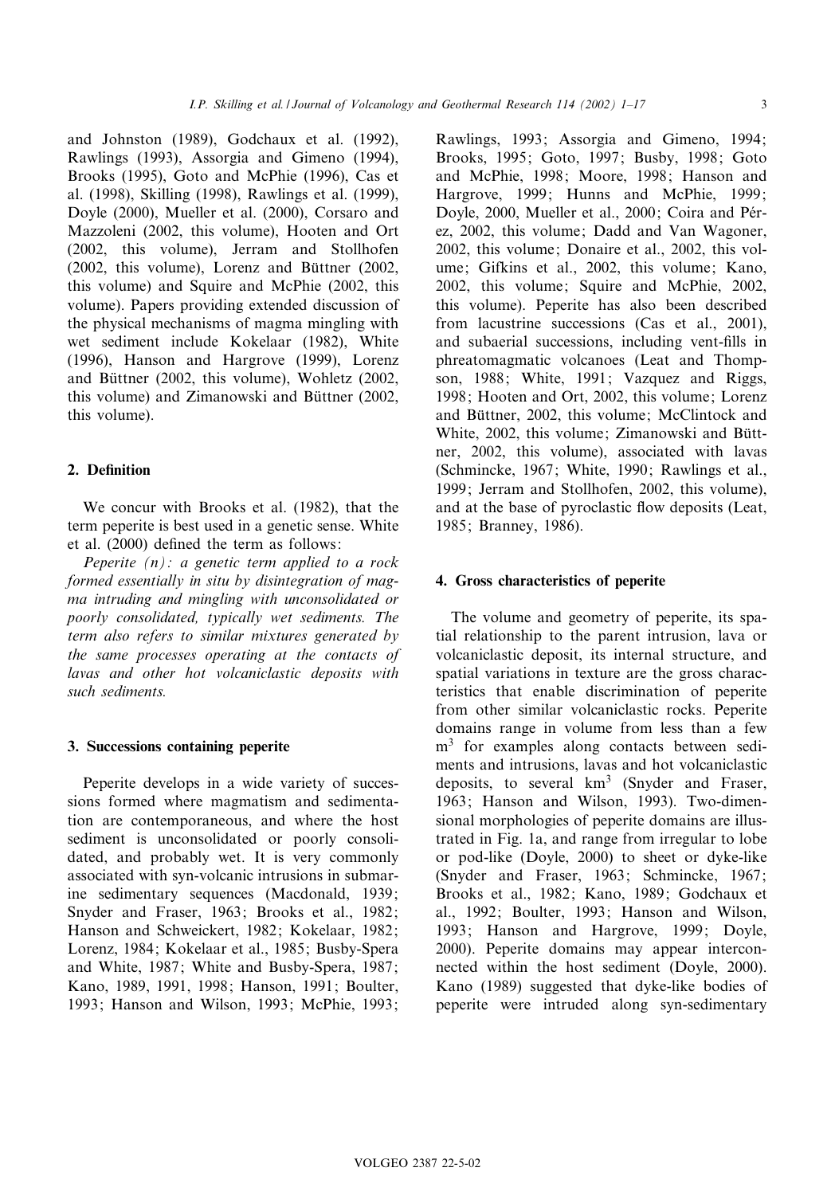and Johnston (1989), Godchaux et al. (1992), Rawlings (1993), Assorgia and Gimeno (1994), Brooks (1995), Goto and McPhie (1996), Cas et al. (1998), Skilling (1998), Rawlings et al. (1999), Doyle (2000), Mueller et al. (2000), Corsaro and Mazzoleni (2002, this volume), Hooten and Ort (2002, this volume), Jerram and Stollhofen (2002, this volume), Lorenz and Büttner (2002, this volume) and Squire and McPhie (2002, this volume). Papers providing extended discussion of the physical mechanisms of magma mingling with wet sediment include Kokelaar (1982), White (1996), Hanson and Hargrove (1999), Lorenz and Büttner (2002, this volume), Wohletz (2002, this volume) and Zimanowski and Büttner (2002, this volume).

## 2. Definition

We concur with Brooks et al. (1982), that the term peperite is best used in a genetic sense. White et al. (2000) defined the term as follows:

*Peperite (n): a genetic term applied to a rock formed essentially in situ by disintegration of magma intruding and mingling with unconsolidated or poorly consolidated, typically wet sediments. The term also refers to similar mixtures generated by the same processes operating at the contacts of lavas and other hot volcaniclastic deposits with such sediments.*

## 3. Successions containing peperite

Peperite develops in a wide variety of successions formed where magmatism and sedimentation are contemporaneous, and where the host sediment is unconsolidated or poorly consolidated, and probably wet. It is very commonly associated with syn-volcanic intrusions in submarine sedimentary sequences (Macdonald, 1939; Snyder and Fraser, 1963; Brooks et al., 1982; Hanson and Schweickert, 1982; Kokelaar, 1982; Lorenz, 1984; Kokelaar et al., 1985; Busby-Spera and White, 1987; White and Busby-Spera, 1987; Kano, 1989, 1991, 1998; Hanson, 1991; Boulter, 1993; Hanson and Wilson, 1993; McPhie, 1993; Rawlings, 1993; Assorgia and Gimeno, 1994; Brooks, 1995; Goto, 1997; Busby, 1998; Goto and McPhie, 1998; Moore, 1998; Hanson and Hargrove, 1999; Hunns and McPhie, 1999; Doyle, 2000, Mueller et al., 2000; Coira and Pérez, 2002, this volume; Dadd and Van Wagoner, 2002, this volume; Donaire et al., 2002, this volume; Gifkins et al., 2002, this volume; Kano, 2002, this volume; Squire and McPhie, 2002, this volume). Peperite has also been described from lacustrine successions (Cas et al., 2001), and subaerial successions, including vent-fills in phreatomagmatic volcanoes (Leat and Thompson, 1988; White, 1991; Vazquez and Riggs, 1998; Hooten and Ort, 2002, this volume; Lorenz and Büttner, 2002, this volume; McClintock and White, 2002, this volume; Zimanowski and Büttner, 2002, this volume), associated with lavas (Schmincke, 1967; White, 1990; Rawlings et al., 1999; Jerram and Stollhofen, 2002, this volume), and at the base of pyroclastic flow deposits (Leat, 1985; Branney, 1986).

## 4. Gross characteristics of peperite

The volume and geometry of peperite, its spatial relationship to the parent intrusion, lava or volcaniclastic deposit, its internal structure, and spatial variations in texture are the gross characteristics that enable discrimination of peperite from other similar volcaniclastic rocks. Peperite domains range in volume from less than a few $m^3$ for examples along contacts between sediments and intrusions, lavas and hot volcaniclastic deposits, to several $km^3$ (Snyder and Fraser, 1963; Hanson and Wilson, 1993). Two-dimensional morphologies of peperite domains are illustrated in Fig. 1a, and range from irregular to lobe or pod-like (Doyle, 2000) to sheet or dyke-like (Snyder and Fraser, 1963; Schmincke, 1967; Brooks et al., 1982; Kano, 1989; Godchaux et al., 1992; Boulter, 1993; Hanson and Wilson, 1993; Hanson and Hargrove, 1999; Doyle, 2000). Peperite domains may appear interconnected within the host sediment (Doyle, 2000). Kano (1989) suggested that dyke-like bodies of peperite were intruded along syn-sedimentary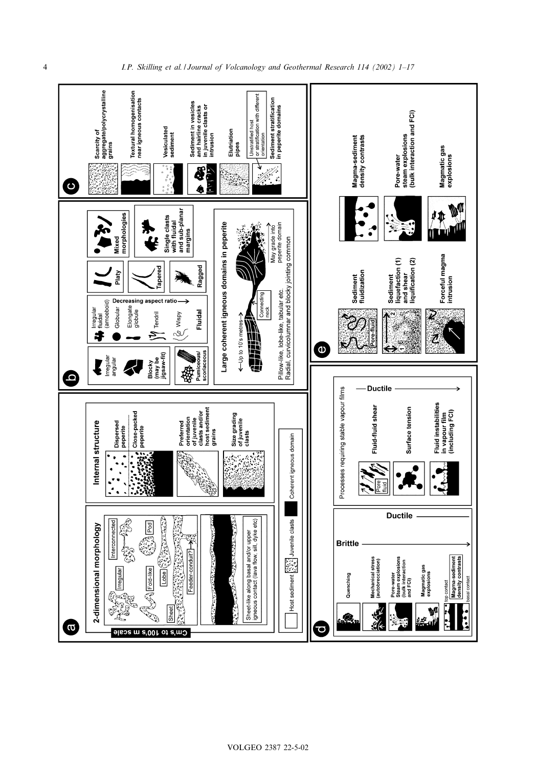**a**

**2-dimensional morphology**

Cm's to 100's m scale

Irregular

Interconnected

Pod

Fold-like

Lobe

Sheet

Feeder-conduit?

Sheet-like along basal and/or upper igneous contact (lava flow, sill, dyke etc)

**Internal structure**

Dispersed peperite

Close-packed peperite

Preferred orientation of juvenile clasts and/or host sediment grains

Size grading of juvenile clasts

Host sediment | Juvenile clasts | Coherent igneous domain

**b**

Irregular angular

Blocky (may be jigsaw-fit)

Pumiceous/ scoriaceous

Irregular fluidal (amoeboid)

Globular

Elongate globule

Tendril

Wispy

Decreasing aspect ratio→

Fluidal

Platy

Tapered

Ragged

Mixed morphologies

Single clasts with fluidal and sub-planar margins

**Large coherent igneous domains in peperite**

←Up to 10's metres→

Connecting neck

May grade into peperite domain

Pillow-like, lobe-like, tabular etc.
Radial, curvicolumnar and blocky jointing common

**c**

Scarcity of aggregate/polycrystalline grains

Textural homogenisation near igneous contacts

Vesiculated sediment

Sediment in vesicles and hairline cracks in juvenile clasts or intrusion

Elutriation pipes

Unstratified host or stratification with different orientation

Sediment stratification in peperite domains

**d**

Brittle →

Ductile

Quenching

Mechanical stress (autobrecciation)

Pore-water Steam explosions (bulk interaction and FCI)

Magmatic gas explosions

top contact

Magma-sediment density contrasts

basal contact

Processes requiring stable vapour films

Ductile →

Pore fluid

Fluid-fluid shear

Surface tension

Fluid instabilities in vapour film (including FCI)

**e**

Pore-fluid

Sediment fluidization

Sediment liquefaction (1) and shear liquification (2)

Forceful magma intrusion

Magma-sediment density contrasts

Pore-water steam explosions (bulk interaction and FCI)

Magmatic gas explosions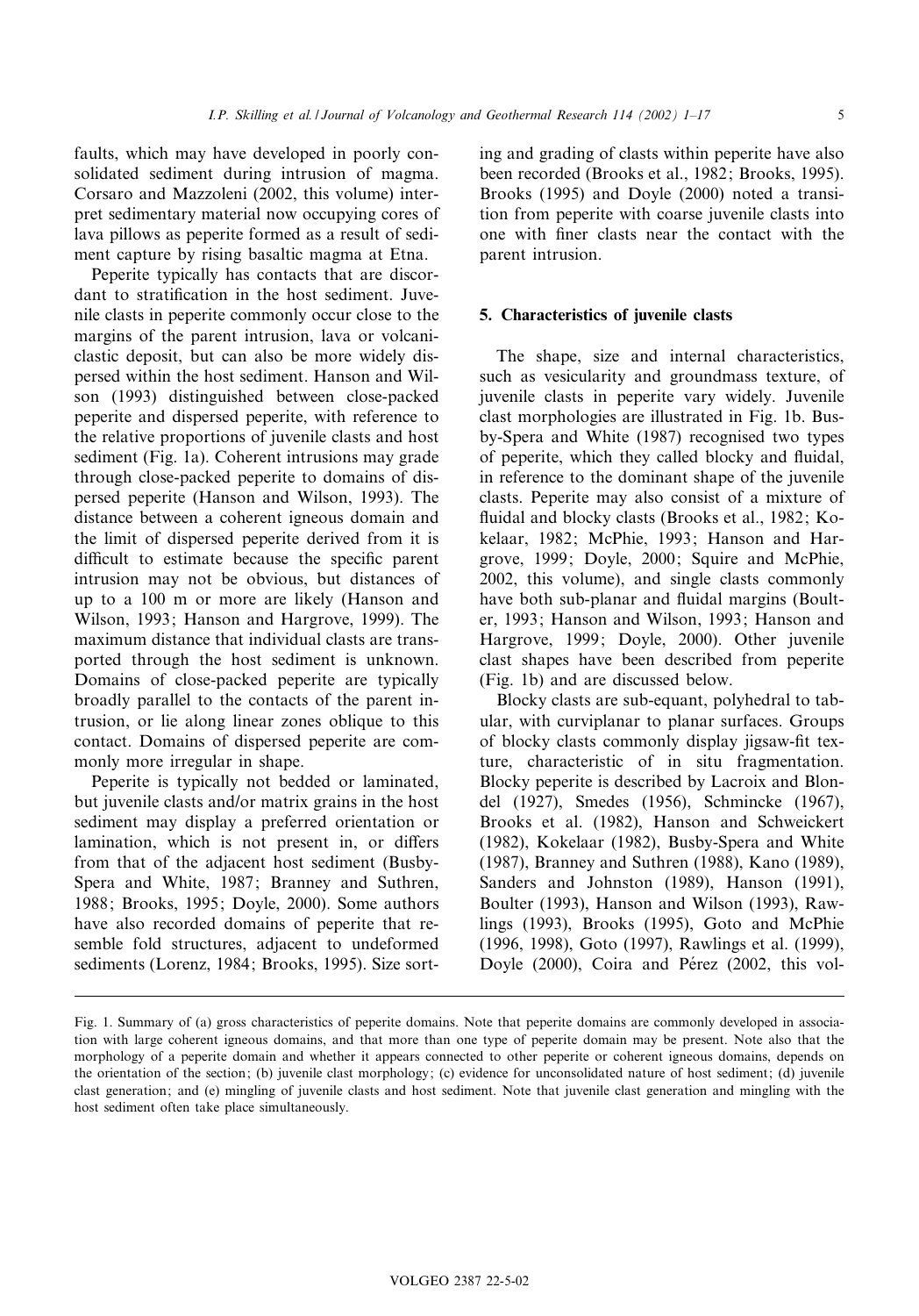faults, which may have developed in poorly consolidated sediment during intrusion of magma. Corsaro and Mazzoleni (2002, this volume) interpret sedimentary material now occupying cores of lava pillows as peperite formed as a result of sediment capture by rising basaltic magma at Etna.

Peperite typically has contacts that are discordant to stratification in the host sediment. Juvenile clasts in peperite commonly occur close to the margins of the parent intrusion, lava or volcaniclastic deposit, but can also be more widely dispersed within the host sediment. Hanson and Wilson (1993) distinguished between close-packed peperite and dispersed peperite, with reference to the relative proportions of juvenile clasts and host sediment (Fig. 1a). Coherent intrusions may grade through close-packed peperite to domains of dispersed peperite (Hanson and Wilson, 1993). The distance between a coherent igneous domain and the limit of dispersed peperite derived from it is difficult to estimate because the specific parent intrusion may not be obvious, but distances of up to a 100 m or more are likely (Hanson and Wilson, 1993; Hanson and Hargrove, 1999). The maximum distance that individual clasts are transported through the host sediment is unknown. Domains of close-packed peperite are typically broadly parallel to the contacts of the parent intrusion, or lie along linear zones oblique to this contact. Domains of dispersed peperite are commonly more irregular in shape.

Peperite is typically not bedded or laminated, but juvenile clasts and/or matrix grains in the host sediment may display a preferred orientation or lamination, which is not present in, or differs from that of the adjacent host sediment (Busby-Spera and White, 1987; Branney and Suthren, 1988; Brooks, 1995; Doyle, 2000). Some authors have also recorded domains of peperite that resemble fold structures, adjacent to undeformed sediments (Lorenz, 1984; Brooks, 1995). Size sorting and grading of clasts within peperite have also been recorded (Brooks et al., 1982; Brooks, 1995). Brooks (1995) and Doyle (2000) noted a transition from peperite with coarse juvenile clasts into one with finer clasts near the contact with the parent intrusion.

## 5. Characteristics of juvenile clasts

The shape, size and internal characteristics, such as vesicularity and groundmass texture, of juvenile clasts in peperite vary widely. Juvenile clast morphologies are illustrated in Fig. 1b. Busby-Spera and White (1987) recognised two types of peperite, which they called blocky and fluidal, in reference to the dominant shape of the juvenile clasts. Peperite may also consist of a mixture of fluidal and blocky clasts (Brooks et al., 1982; Kokelaar, 1982; McPhie, 1993; Hanson and Hargrove, 1999; Doyle, 2000; Squire and McPhie, 2002, this volume), and single clasts commonly have both sub-planar and fluidal margins (Boulter, 1993; Hanson and Wilson, 1993; Hanson and Hargrove, 1999; Doyle, 2000). Other juvenile clast shapes have been described from peperite (Fig. 1b) and are discussed below.

Blocky clasts are sub-equant, polyhedral to tabular, with curviplanar to planar surfaces. Groups of blocky clasts commonly display jigsaw-fit texture, characteristic of in situ fragmentation. Blocky peperite is described by Lacroix and Blondel (1927), Smedes (1956), Schmincke (1967), Brooks et al. (1982), Hanson and Schweickert (1982), Kokelaar (1982), Busby-Spera and White (1987), Branney and Suthren (1988), Kano (1989), Sanders and Johnston (1989), Hanson (1991), Boulter (1993), Hanson and Wilson (1993), Rawlings (1993), Brooks (1995), Goto and McPhie (1996, 1998), Goto (1997), Rawlings et al. (1999), Doyle (2000), Coira and Pérez (2002, this vol-

Fig. 1. Summary of (a) gross characteristics of peperite domains. Note that peperite domains are commonly developed in association with large coherent igneous domains, and that more than one type of peperite domain may be present. Note also that the morphology of a peperite domain and whether it appears connected to other peperite or coherent igneous domains, depends on the orientation of the section; (b) juvenile clast morphology; (c) evidence for unconsolidated nature of host sediment; (d) juvenile clast generation; and (e) mingling of juvenile clasts and host sediment. Note that juvenile clast generation and mingling with the host sediment often take place simultaneously.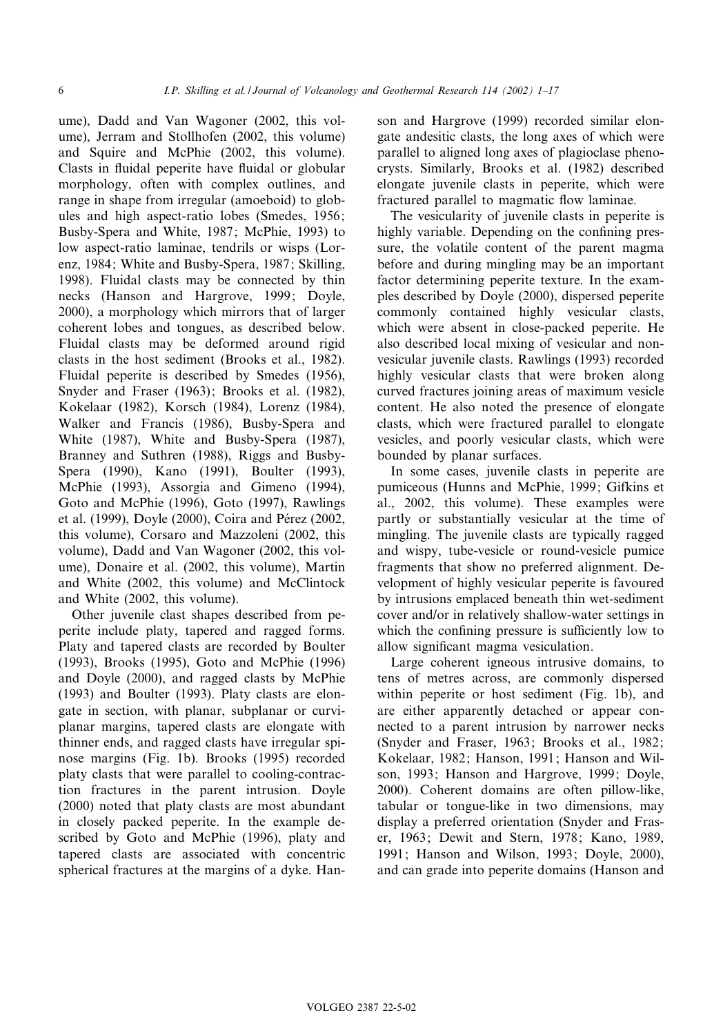ume), Dadd and Van Wagoner (2002, this volume), Jerram and Stollhofen (2002, this volume) and Squire and McPhie (2002, this volume). Clasts in fluidal peperite have fluidal or globular morphology, often with complex outlines, and range in shape from irregular (amoeboid) to globules and high aspect-ratio lobes (Smedes, 1956; Busby-Spera and White, 1987; McPhie, 1993) to low aspect-ratio laminae, tendrils or wisps (Lorenz, 1984; White and Busby-Spera, 1987; Skilling, 1998). Fluidal clasts may be connected by thin necks (Hanson and Hargrove, 1999; Doyle, 2000), a morphology which mirrors that of larger coherent lobes and tongues, as described below. Fluidal clasts may be deformed around rigid clasts in the host sediment (Brooks et al., 1982). Fluidal peperite is described by Smedes (1956), Snyder and Fraser (1963); Brooks et al. (1982), Kokelaar (1982), Korsch (1984), Lorenz (1984), Walker and Francis (1986), Busby-Spera and White (1987), White and Busby-Spera (1987), Branney and Suthren (1988), Riggs and Busby-Spera (1990), Kano (1991), Boulter (1993), McPhie (1993), Assorgia and Gimeno (1994), Goto and McPhie (1996), Goto (1997), Rawlings et al. (1999), Doyle (2000), Coira and Pérez (2002, this volume), Corsaro and Mazzoleni (2002, this volume), Dadd and Van Wagoner (2002, this volume), Donaire et al. (2002, this volume), Martin and White (2002, this volume) and McClintock and White (2002, this volume).

Other juvenile clast shapes described from peperite include platy, tapered and ragged forms. Platy and tapered clasts are recorded by Boulter (1993), Brooks (1995), Goto and McPhie (1996) and Doyle (2000), and ragged clasts by McPhie (1993) and Boulter (1993). Platy clasts are elongate in section, with planar, subplanar or curviplanar margins, tapered clasts are elongate with thinner ends, and ragged clasts have irregular spinose margins (Fig. 1b). Brooks (1995) recorded platy clasts that were parallel to cooling-contraction fractures in the parent intrusion. Doyle (2000) noted that platy clasts are most abundant in closely packed peperite. In the example described by Goto and McPhie (1996), platy and tapered clasts are associated with concentric spherical fractures at the margins of a dyke. Hanson and Hargrove (1999) recorded similar elongate andesitic clasts, the long axes of which were parallel to aligned long axes of plagioclase phenocrysts. Similarly, Brooks et al. (1982) described elongate juvenile clasts in peperite, which were fractured parallel to magmatic flow laminae.

The vesicularity of juvenile clasts in peperite is highly variable. Depending on the confining pressure, the volatile content of the parent magma before and during mingling may be an important factor determining peperite texture. In the examples described by Doyle (2000), dispersed peperite commonly contained highly vesicular clasts, which were absent in close-packed peperite. He also described local mixing of vesicular and non-vesicular juvenile clasts. Rawlings (1993) recorded highly vesicular clasts that were broken along curved fractures joining areas of maximum vesicle content. He also noted the presence of elongate clasts, which were fractured parallel to elongate vesicles, and poorly vesicular clasts, which were bounded by planar surfaces.

In some cases, juvenile clasts in peperite are pumiceous (Hunns and McPhie, 1999; Gifkins et al., 2002, this volume). These examples were partly or substantially vesicular at the time of mingling. The juvenile clasts are typically ragged and wispy, tube-vesicle or round-vesicle pumice fragments that show no preferred alignment. Development of highly vesicular peperite is favoured by intrusions emplaced beneath thin wet-sediment cover and/or in relatively shallow-water settings in which the confining pressure is sufficiently low to allow significant magma vesiculation.

Large coherent igneous intrusive domains, to tens of metres across, are commonly dispersed within peperite or host sediment (Fig. 1b), and are either apparently detached or appear connected to a parent intrusion by narrower necks (Snyder and Fraser, 1963; Brooks et al., 1982; Kokelaar, 1982; Hanson, 1991; Hanson and Wilson, 1993; Hanson and Hargrove, 1999; Doyle, 2000). Coherent domains are often pillow-like, tabular or tongue-like in two dimensions, may display a preferred orientation (Snyder and Fraser, 1963; Dewit and Stern, 1978; Kano, 1989, 1991; Hanson and Wilson, 1993; Doyle, 2000), and can grade into peperite domains (Hanson and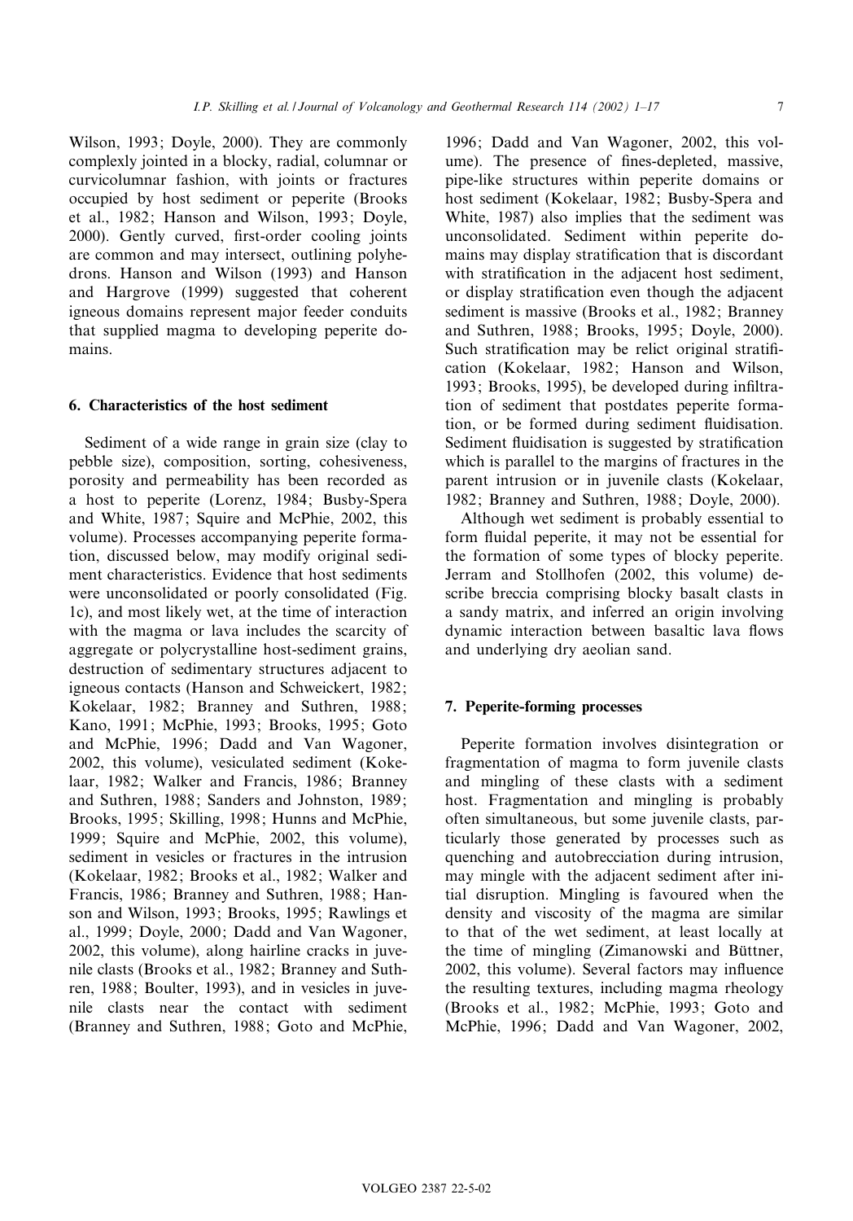Wilson, 1993; Doyle, 2000). They are commonly complexly jointed in a blocky, radial, columnar or curvicolumnar fashion, with joints or fractures occupied by host sediment or peperite (Brooks et al., 1982; Hanson and Wilson, 1993; Doyle, 2000). Gently curved, first-order cooling joints are common and may intersect, outlining polyhedrons. Hanson and Wilson (1993) and Hanson and Hargrove (1999) suggested that coherent igneous domains represent major feeder conduits that supplied magma to developing peperite domains.

## 6. Characteristics of the host sediment

Sediment of a wide range in grain size (clay to pebble size), composition, sorting, cohesiveness, porosity and permeability has been recorded as a host to peperite (Lorenz, 1984; Busby-Spera and White, 1987; Squire and McPhie, 2002, this volume). Processes accompanying peperite formation, discussed below, may modify original sediment characteristics. Evidence that host sediments were unconsolidated or poorly consolidated (Fig. 1c), and most likely wet, at the time of interaction with the magma or lava includes the scarcity of aggregate or polycrystalline host-sediment grains, destruction of sedimentary structures adjacent to igneous contacts (Hanson and Schweickert, 1982; Kokelaar, 1982; Branney and Suthren, 1988; Kano, 1991; McPhie, 1993; Brooks, 1995; Goto and McPhie, 1996; Dadd and Van Wagoner, 2002, this volume), vesiculated sediment (Kokelaar, 1982; Walker and Francis, 1986; Branney and Suthren, 1988; Sanders and Johnston, 1989; Brooks, 1995; Skilling, 1998; Hunns and McPhie, 1999; Squire and McPhie, 2002, this volume), sediment in vesicles or fractures in the intrusion (Kokelaar, 1982; Brooks et al., 1982; Walker and Francis, 1986; Branney and Suthren, 1988; Hanson and Wilson, 1993; Brooks, 1995; Rawlings et al., 1999; Doyle, 2000; Dadd and Van Wagoner, 2002, this volume), along hairline cracks in juvenile clasts (Brooks et al., 1982; Branney and Suthren, 1988; Boulter, 1993), and in vesicles in juvenile clasts near the contact with sediment (Branney and Suthren, 1988; Goto and McPhie, 1996; Dadd and Van Wagoner, 2002, this volume). The presence of fines-depleted, massive, pipe-like structures within peperite domains or host sediment (Kokelaar, 1982; Busby-Spera and White, 1987) also implies that the sediment was unconsolidated. Sediment within peperite domains may display stratification that is discordant with stratification in the adjacent host sediment, or display stratification even though the adjacent sediment is massive (Brooks et al., 1982; Branney and Suthren, 1988; Brooks, 1995; Doyle, 2000). Such stratification may be relict original stratification (Kokelaar, 1982; Hanson and Wilson, 1993; Brooks, 1995), be developed during infiltration of sediment that postdates peperite formation, or be formed during sediment fluidisation. Sediment fluidisation is suggested by stratification which is parallel to the margins of fractures in the parent intrusion or in juvenile clasts (Kokelaar, 1982; Branney and Suthren, 1988; Doyle, 2000).

Although wet sediment is probably essential to form fluidal peperite, it may not be essential for the formation of some types of blocky peperite. Jerram and Stollhofen (2002, this volume) describe breccia comprising blocky basalt clasts in a sandy matrix, and inferred an origin involving dynamic interaction between basaltic lava flows and underlying dry aeolian sand.

## 7. Peperite-forming processes

Peperite formation involves disintegration or fragmentation of magma to form juvenile clasts and mingling of these clasts with a sediment host. Fragmentation and mingling is probably often simultaneous, but some juvenile clasts, particularly those generated by processes such as quenching and autobrecciation during intrusion, may mingle with the adjacent sediment after initial disruption. Mingling is favoured when the density and viscosity of the magma are similar to that of the wet sediment, at least locally at the time of mingling (Zimanowski and Büttner, 2002, this volume). Several factors may influence the resulting textures, including magma rheology (Brooks et al., 1982; McPhie, 1993; Goto and McPhie, 1996; Dadd and Van Wagoner, 2002,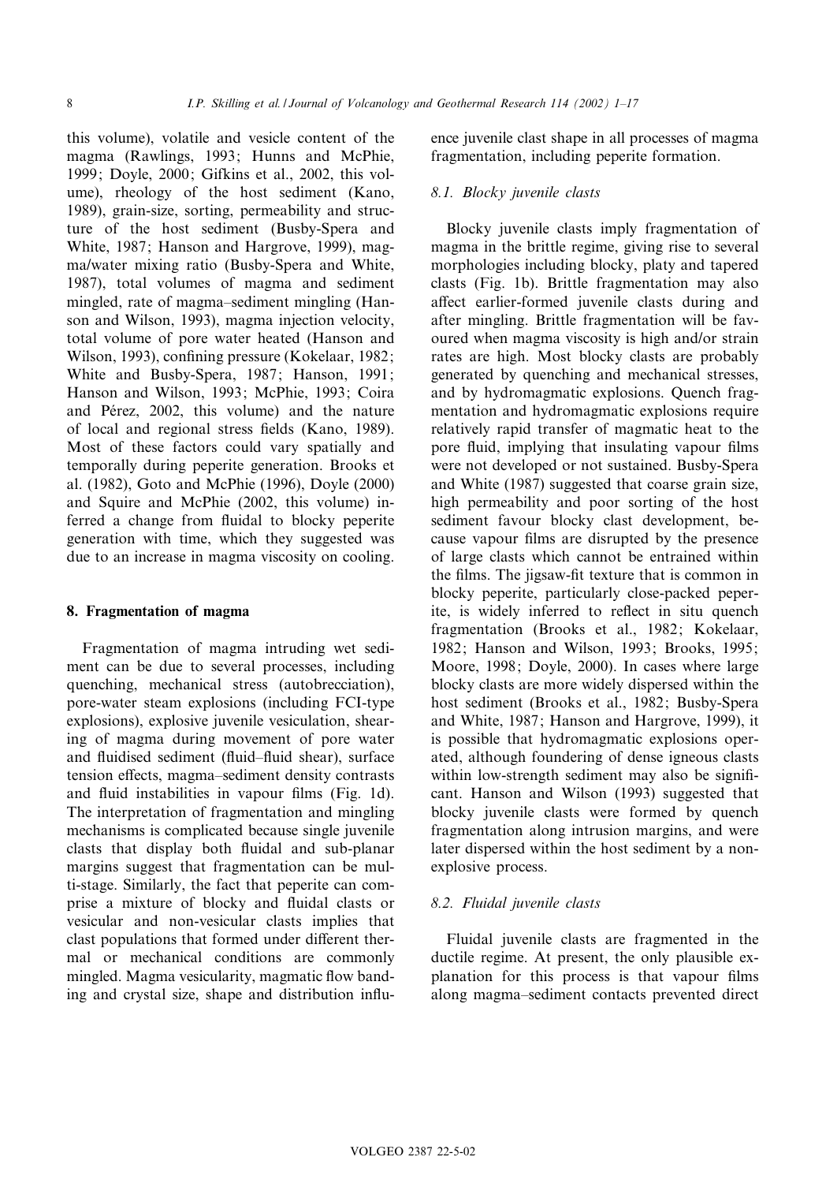this volume), volatile and vesicle content of the magma (Rawlings, 1993; Hunns and McPhie, 1999; Doyle, 2000; Gifkins et al., 2002, this volume), rheology of the host sediment (Kano, 1989), grain-size, sorting, permeability and structure of the host sediment (Busby-Spera and White, 1987; Hanson and Hargrove, 1999), magma/water mixing ratio (Busby-Spera and White, 1987), total volumes of magma and sediment mingled, rate of magma–sediment mingling (Hanson and Wilson, 1993), magma injection velocity, total volume of pore water heated (Hanson and Wilson, 1993), confining pressure (Kokelaar, 1982; White and Busby-Spera, 1987; Hanson, 1991; Hanson and Wilson, 1993; McPhie, 1993; Coira and Pérez, 2002, this volume) and the nature of local and regional stress fields (Kano, 1989). Most of these factors could vary spatially and temporally during peperite generation. Brooks et al. (1982), Goto and McPhie (1996), Doyle (2000) and Squire and McPhie (2002, this volume) inferred a change from fluidal to blocky peperite generation with time, which they suggested was due to an increase in magma viscosity on cooling.

## 8. Fragmentation of magma

Fragmentation of magma intruding wet sediment can be due to several processes, including quenching, mechanical stress (autobrecciation), pore-water steam explosions (including FCI-type explosions), explosive juvenile vesiculation, shearing of magma during movement of pore water and fluidised sediment (fluid–fluid shear), surface tension effects, magma–sediment density contrasts and fluid instabilities in vapour films (Fig. 1d). The interpretation of fragmentation and mingling mechanisms is complicated because single juvenile clasts that display both fluidal and sub-planar margins suggest that fragmentation can be multi-stage. Similarly, the fact that peperite can comprise a mixture of blocky and fluidal clasts or vesicular and non-vesicular clasts implies that clast populations that formed under different thermal or mechanical conditions are commonly mingled. Magma vesicularity, magmatic flow banding and crystal size, shape and distribution influence juvenile clast shape in all processes of magma fragmentation, including peperite formation.

### 8.1. *Blocky juvenile clasts*

Blocky juvenile clasts imply fragmentation of magma in the brittle regime, giving rise to several morphologies including blocky, platy and tapered clasts (Fig. 1b). Brittle fragmentation may also affect earlier-formed juvenile clasts during and after mingling. Brittle fragmentation will be favoured when magma viscosity is high and/or strain rates are high. Most blocky clasts are probably generated by quenching and mechanical stresses, and by hydromagmatic explosions. Quench fragmentation and hydromagmatic explosions require relatively rapid transfer of magmatic heat to the pore fluid, implying that insulating vapour films were not developed or not sustained. Busby-Spera and White (1987) suggested that coarse grain size, high permeability and poor sorting of the host sediment favour blocky clast development, because vapour films are disrupted by the presence of large clasts which cannot be entrained within the films. The jigsaw-fit texture that is common in blocky peperite, particularly close-packed peperite, is widely inferred to reflect in situ quench fragmentation (Brooks et al., 1982; Kokelaar, 1982; Hanson and Wilson, 1993; Brooks, 1995; Moore, 1998; Doyle, 2000). In cases where large blocky clasts are more widely dispersed within the host sediment (Brooks et al., 1982; Busby-Spera and White, 1987; Hanson and Hargrove, 1999), it is possible that hydromagmatic explosions operated, although foundering of dense igneous clasts within low-strength sediment may also be significant. Hanson and Wilson (1993) suggested that blocky juvenile clasts were formed by quench fragmentation along intrusion margins, and were later dispersed within the host sediment by a non-explosive process.

### 8.2. *Fluidal juvenile clasts*

Fluidal juvenile clasts are fragmented in the ductile regime. At present, the only plausible explanation for this process is that vapour films along magma–sediment contacts prevented direct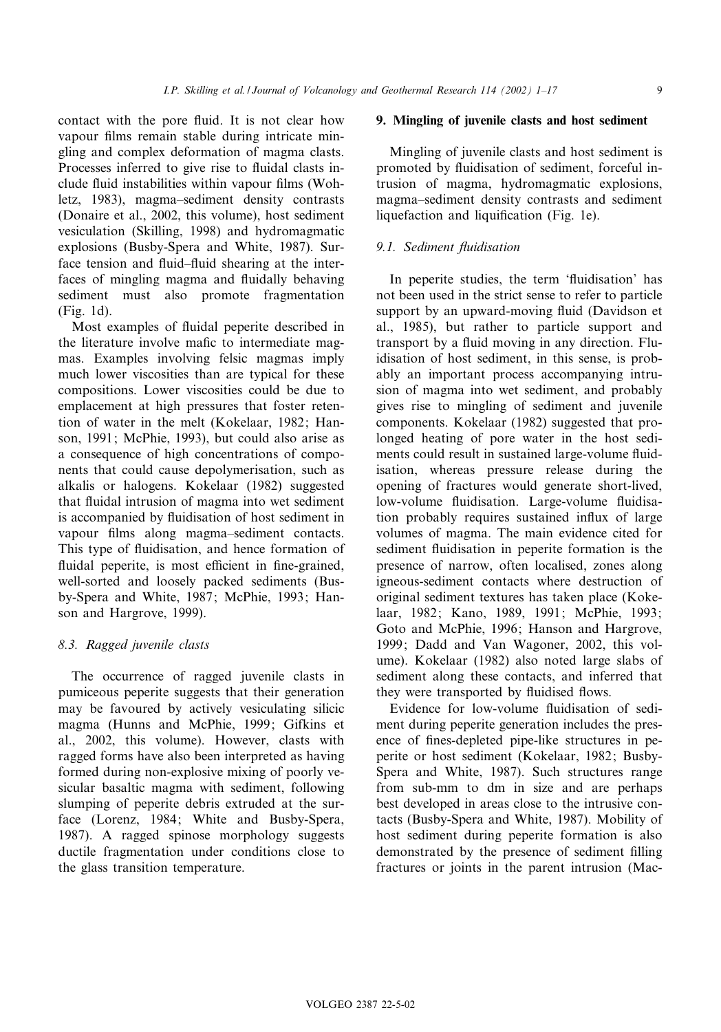contact with the pore fluid. It is not clear how vapour films remain stable during intricate mingling and complex deformation of magma clasts. Processes inferred to give rise to fluidal clasts include fluid instabilities within vapour films (Wohletz, 1983), magma–sediment density contrasts (Donaire et al., 2002, this volume), host sediment vesiculation (Skilling, 1998) and hydromagmatic explosions (Busby-Spera and White, 1987). Surface tension and fluid–fluid shearing at the interfaces of mingling magma and fluidally behaving sediment must also promote fragmentation (Fig. 1d).

Most examples of fluidal peperite described in the literature involve mafic to intermediate magmas. Examples involving felsic magmas imply much lower viscosities than are typical for these compositions. Lower viscosities could be due to emplacement at high pressures that foster retention of water in the melt (Kokelaar, 1982; Hanson, 1991; McPhie, 1993), but could also arise as a consequence of high concentrations of components that could cause depolymerisation, such as alkalis or halogens. Kokelaar (1982) suggested that fluidal intrusion of magma into wet sediment is accompanied by fluidisation of host sediment in vapour films along magma–sediment contacts. This type of fluidisation, and hence formation of fluidal peperite, is most efficient in fine-grained, well-sorted and loosely packed sediments (Busby-Spera and White, 1987; McPhie, 1993; Hanson and Hargrove, 1999).

### 8.3. Ragged juvenile clasts

The occurrence of ragged juvenile clasts in pumiceous peperite suggests that their generation may be favoured by actively vesiculating silicic magma (Hunns and McPhie, 1999; Gifkins et al., 2002, this volume). However, clasts with ragged forms have also been interpreted as having formed during non-explosive mixing of poorly vesicular basaltic magma with sediment, following slumping of peperite debris extruded at the surface (Lorenz, 1984; White and Busby-Spera, 1987). A ragged spinose morphology suggests ductile fragmentation under conditions close to the glass transition temperature.

## 9. Mingling of juvenile clasts and host sediment

Mingling of juvenile clasts and host sediment is promoted by fluidisation of sediment, forceful intrusion of magma, hydromagmatic explosions, magma–sediment density contrasts and sediment liquefaction and liquification (Fig. 1e).

### 9.1. Sediment fluidisation

In peperite studies, the term 'fluidisation' has not been used in the strict sense to refer to particle support by an upward-moving fluid (Davidson et al., 1985), but rather to particle support and transport by a fluid moving in any direction. Fluidisation of host sediment, in this sense, is probably an important process accompanying intrusion of magma into wet sediment, and probably gives rise to mingling of sediment and juvenile components. Kokelaar (1982) suggested that prolonged heating of pore water in the host sediments could result in sustained large-volume fluidisation, whereas pressure release during the opening of fractures would generate short-lived, low-volume fluidisation. Large-volume fluidisation probably requires sustained influx of large volumes of magma. The main evidence cited for sediment fluidisation in peperite formation is the presence of narrow, often localised, zones along igneous-sediment contacts where destruction of original sediment textures has taken place (Kokelaar, 1982; Kano, 1989, 1991; McPhie, 1993; Goto and McPhie, 1996; Hanson and Hargrove, 1999; Dadd and Van Wagoner, 2002, this volume). Kokelaar (1982) also noted large slabs of sediment along these contacts, and inferred that they were transported by fluidised flows.

Evidence for low-volume fluidisation of sediment during peperite generation includes the presence of fines-depleted pipe-like structures in peperite or host sediment (Kokelaar, 1982; Busby-Spera and White, 1987). Such structures range from sub-mm to dm in size and are perhaps best developed in areas close to the intrusive contacts (Busby-Spera and White, 1987). Mobility of host sediment during peperite formation is also demonstrated by the presence of sediment filling fractures or joints in the parent intrusion (Mac-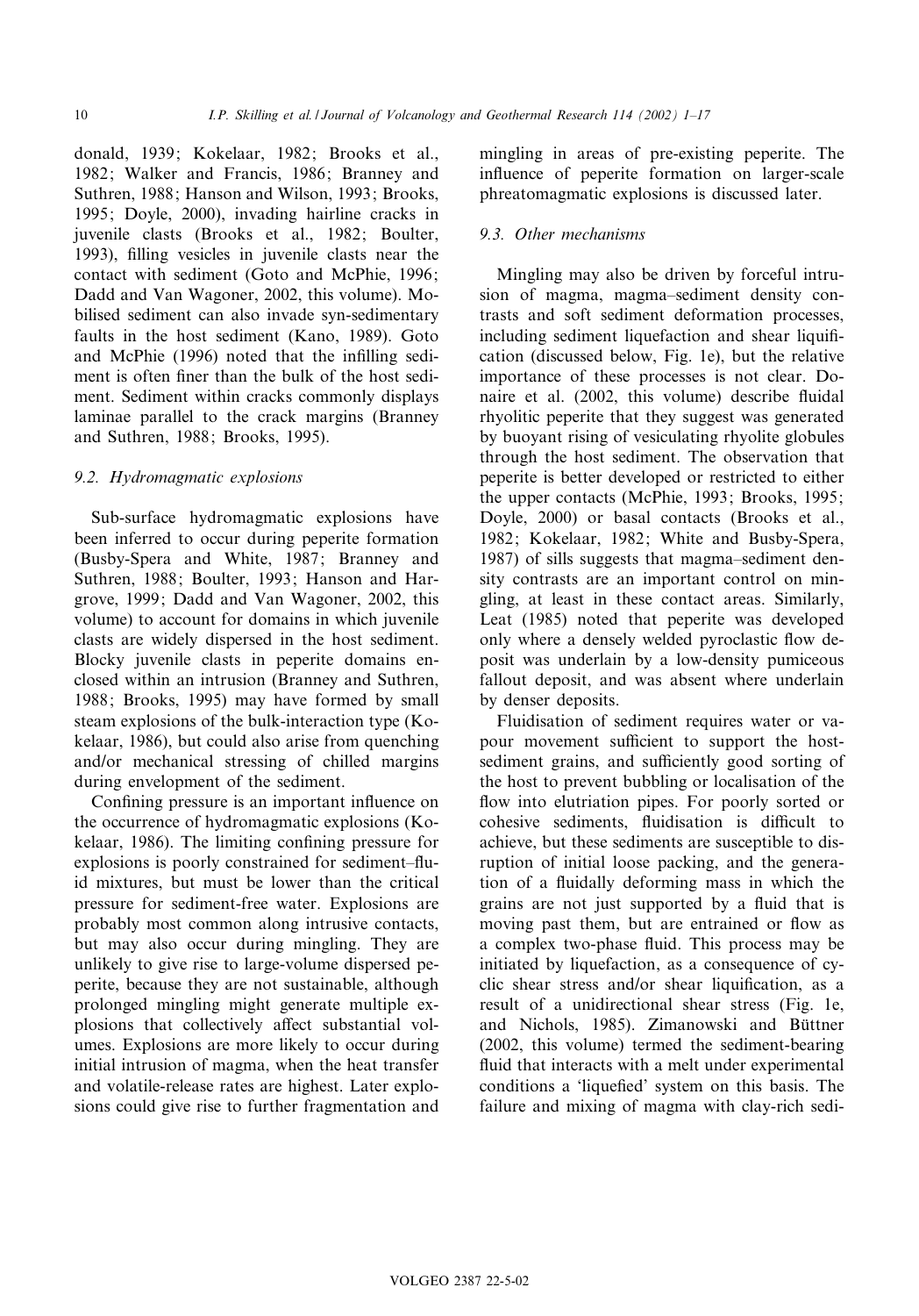donald, 1939; Kokelaar, 1982; Brooks et al., 1982; Walker and Francis, 1986; Branney and Suthren, 1988; Hanson and Wilson, 1993; Brooks, 1995; Doyle, 2000), invading hairline cracks in juvenile clasts (Brooks et al., 1982; Boulter, 1993), filling vesicles in juvenile clasts near the contact with sediment (Goto and McPhie, 1996; Dadd and Van Wagoner, 2002, this volume). Mobilised sediment can also invade syn-sedimentary faults in the host sediment (Kano, 1989). Goto and McPhie (1996) noted that the infilling sediment is often finer than the bulk of the host sediment. Sediment within cracks commonly displays laminae parallel to the crack margins (Branney and Suthren, 1988; Brooks, 1995).

### 9.2. Hydromagmatic explosions

Sub-surface hydromagmatic explosions have been inferred to occur during peperite formation (Busby-Spera and White, 1987; Branney and Suthren, 1988; Boulter, 1993; Hanson and Hargrove, 1999; Dadd and Van Wagoner, 2002, this volume) to account for domains in which juvenile clasts are widely dispersed in the host sediment. Blocky juvenile clasts in peperite domains enclosed within an intrusion (Branney and Suthren, 1988; Brooks, 1995) may have formed by small steam explosions of the bulk-interaction type (Kokelaar, 1986), but could also arise from quenching and/or mechanical stressing of chilled margins during envelopment of the sediment.

Confining pressure is an important influence on the occurrence of hydromagmatic explosions (Kokelaar, 1986). The limiting confining pressure for explosions is poorly constrained for sediment–fluid mixtures, but must be lower than the critical pressure for sediment-free water. Explosions are probably most common along intrusive contacts, but may also occur during mingling. They are unlikely to give rise to large-volume dispersed peperite, because they are not sustainable, although prolonged mingling might generate multiple explosions that collectively affect substantial volumes. Explosions are more likely to occur during initial intrusion of magma, when the heat transfer and volatile-release rates are highest. Later explosions could give rise to further fragmentation and mingling in areas of pre-existing peperite. The influence of peperite formation on larger-scale phreatomagmatic explosions is discussed later.

### 9.3. Other mechanisms

Mingling may also be driven by forceful intrusion of magma, magma–sediment density contrasts and soft sediment deformation processes, including sediment liquefaction and shear liquification (discussed below, Fig. 1e), but the relative importance of these processes is not clear. Donaire et al. (2002, this volume) describe fluidal rhyolitic peperite that they suggest was generated by buoyant rising of vesiculating rhyolite globules through the host sediment. The observation that peperite is better developed or restricted to either the upper contacts (McPhie, 1993; Brooks, 1995; Doyle, 2000) or basal contacts (Brooks et al., 1982; Kokelaar, 1982; White and Busby-Spera, 1987) of sills suggests that magma–sediment density contrasts are an important control on mingling, at least in these contact areas. Similarly, Leat (1985) noted that peperite was developed only where a densely welded pyroclastic flow deposit was underlain by a low-density pumiceous fallout deposit, and was absent where underlain by denser deposits.

Fluidisation of sediment requires water or vapour movement sufficient to support the host-sediment grains, and sufficiently good sorting of the host to prevent bubbling or localisation of the flow into elutriation pipes. For poorly sorted or cohesive sediments, fluidisation is difficult to achieve, but these sediments are susceptible to disruption of initial loose packing, and the generation of a fluidally deforming mass in which the grains are not just supported by a fluid that is moving past them, but are entrained or flow as a complex two-phase fluid. This process may be initiated by liquefaction, as a consequence of cyclic shear stress and/or shear liquification, as a result of a unidirectional shear stress (Fig. 1e, and Nichols, 1985). Zimanowski and Büttner (2002, this volume) termed the sediment-bearing fluid that interacts with a melt under experimental conditions a 'liquefied' system on this basis. The failure and mixing of magma with clay-rich sedi-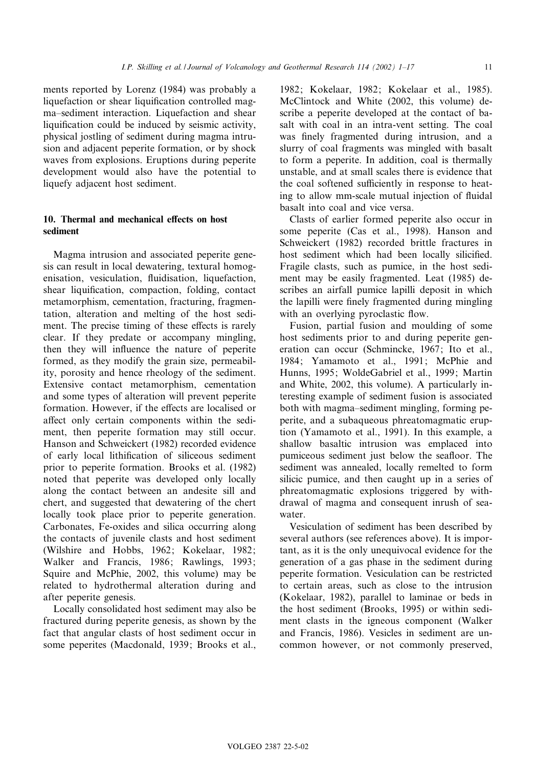ments reported by Lorenz (1984) was probably a liquefaction or shear liquification controlled magma–sediment interaction. Liquefaction and shear liquification could be induced by seismic activity, physical jostling of sediment during magma intrusion and adjacent peperite formation, or by shock waves from explosions. Eruptions during peperite development would also have the potential to liquefy adjacent host sediment.

## 10. Thermal and mechanical effects on host sediment

Magma intrusion and associated peperite genesis can result in local dewatering, textural homogenisation, vesiculation, fluidisation, liquefaction, shear liquification, compaction, folding, contact metamorphism, cementation, fracturing, fragmentation, alteration and melting of the host sediment. The precise timing of these effects is rarely clear. If they predate or accompany mingling, then they will influence the nature of peperite formed, as they modify the grain size, permeability, porosity and hence rheology of the sediment. Extensive contact metamorphism, cementation and some types of alteration will prevent peperite formation. However, if the effects are localised or affect only certain components within the sediment, then peperite formation may still occur. Hanson and Schweickert (1982) recorded evidence of early local lithification of siliceous sediment prior to peperite formation. Brooks et al. (1982) noted that peperite was developed only locally along the contact between an andesite sill and chert, and suggested that dewatering of the chert locally took place prior to peperite generation. Carbonates, Fe-oxides and silica occurring along the contacts of juvenile clasts and host sediment (Wilshire and Hobbs, 1962; Kokelaar, 1982; Walker and Francis, 1986; Rawlings, 1993; Squire and McPhie, 2002, this volume) may be related to hydrothermal alteration during and after peperite genesis.

Locally consolidated host sediment may also be fractured during peperite genesis, as shown by the fact that angular clasts of host sediment occur in some peperites (Macdonald, 1939; Brooks et al., 1982; Kokelaar, 1982; Kokelaar et al., 1985). McClintock and White (2002, this volume) describe a peperite developed at the contact of basalt with coal in an intra-vent setting. The coal was finely fragmented during intrusion, and a slurry of coal fragments was mingled with basalt to form a peperite. In addition, coal is thermally unstable, and at small scales there is evidence that the coal softened sufficiently in response to heating to allow mm-scale mutual injection of fluidal basalt into coal and vice versa.

Clasts of earlier formed peperite also occur in some peperite (Cas et al., 1998). Hanson and Schweickert (1982) recorded brittle fractures in host sediment which had been locally silicified. Fragile clasts, such as pumice, in the host sediment may be easily fragmented. Leat (1985) describes an airfall pumice lapilli deposit in which the lapilli were finely fragmented during mingling with an overlying pyroclastic flow.

Fusion, partial fusion and moulding of some host sediments prior to and during peperite generation can occur (Schmincke, 1967; Ito et al., 1984; Yamamoto et al., 1991; McPhie and Hunns, 1995; WoldeGabriel et al., 1999; Martin and White, 2002, this volume). A particularly interesting example of sediment fusion is associated both with magma–sediment mingling, forming peperite, and a subaqueous phreatomagmatic eruption (Yamamoto et al., 1991). In this example, a shallow basaltic intrusion was emplaced into pumiceous sediment just below the seafloor. The sediment was annealed, locally remelted to form silicic pumice, and then caught up in a series of phreatomagmatic explosions triggered by withdrawal of magma and consequent inrush of seawater.

Vesiculation of sediment has been described by several authors (see references above). It is important, as it is the only unequivocal evidence for the generation of a gas phase in the sediment during peperite formation. Vesiculation can be restricted to certain areas, such as close to the intrusion (Kokelaar, 1982), parallel to laminae or beds in the host sediment (Brooks, 1995) or within sediment clasts in the igneous component (Walker and Francis, 1986). Vesicles in sediment are uncommon however, or not commonly preserved,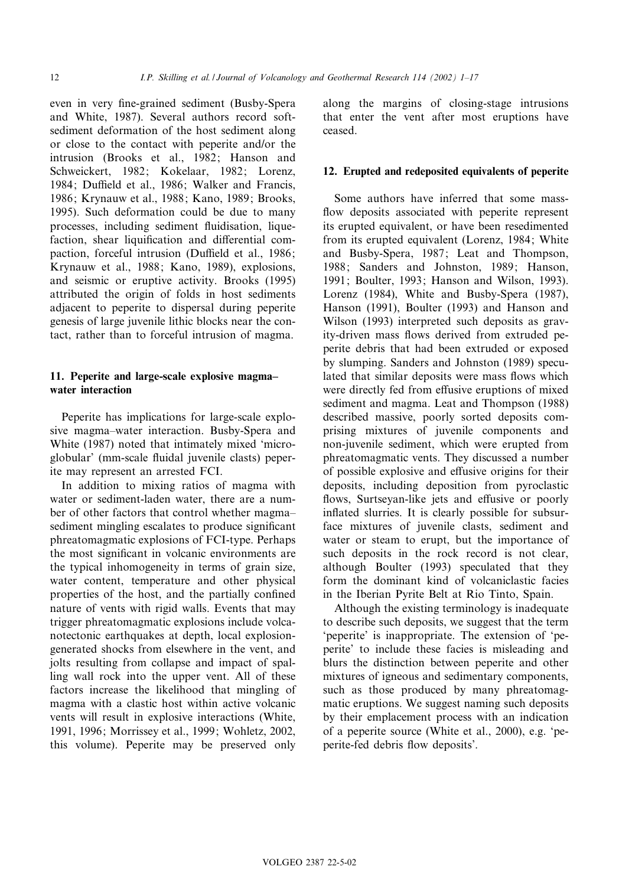even in very fine-grained sediment (Busby-Spera and White, 1987). Several authors record soft-sediment deformation of the host sediment along or close to the contact with peperite and/or the intrusion (Brooks et al., 1982; Hanson and Schweickert, 1982; Kokelaar, 1982; Lorenz, 1984; Duffield et al., 1986; Walker and Francis, 1986; Krynauw et al., 1988; Kano, 1989; Brooks, 1995). Such deformation could be due to many processes, including sediment fluidisation, liquefaction, shear liquification and differential compaction, forceful intrusion (Duffield et al., 1986; Krynauw et al., 1988; Kano, 1989), explosions, and seismic or eruptive activity. Brooks (1995) attributed the origin of folds in host sediments adjacent to peperite to dispersal during peperite genesis of large juvenile lithic blocks near the contact, rather than to forceful intrusion of magma.

## 11. Peperite and large-scale explosive magma–water interaction

Peperite has implications for large-scale explosive magma–water interaction. Busby-Spera and White (1987) noted that intimately mixed 'microglobular' (mm-scale fluidal juvenile clasts) peperite may represent an arrested FCI.

In addition to mixing ratios of magma with water or sediment-laden water, there are a number of other factors that control whether magma–sediment mingling escalates to produce significant phreatomagmatic explosions of FCI-type. Perhaps the most significant in volcanic environments are the typical inhomogeneity in terms of grain size, water content, temperature and other physical properties of the host, and the partially confined nature of vents with rigid walls. Events that may trigger phreatomagmatic explosions include volcanotectonic earthquakes at depth, local explosion-generated shocks from elsewhere in the vent, and jolts resulting from collapse and impact of spalling wall rock into the upper vent. All of these factors increase the likelihood that mingling of magma with a clastic host within active volcanic vents will result in explosive interactions (White, 1991, 1996; Morrissey et al., 1999; Wohletz, 2002, this volume). Peperite may be preserved only along the margins of closing-stage intrusions that enter the vent after most eruptions have ceased.

## 12. Erupted and redeposited equivalents of peperite

Some authors have inferred that some mass-flow deposits associated with peperite represent its erupted equivalent, or have been resedimented from its erupted equivalent (Lorenz, 1984; White and Busby-Spera, 1987; Leat and Thompson, 1988; Sanders and Johnston, 1989; Hanson, 1991; Boulter, 1993; Hanson and Wilson, 1993). Lorenz (1984), White and Busby-Spera (1987), Hanson (1991), Boulter (1993) and Hanson and Wilson (1993) interpreted such deposits as gravity-driven mass flows derived from extruded peperite debris that had been extruded or exposed by slumping. Sanders and Johnston (1989) speculated that similar deposits were mass flows which were directly fed from effusive eruptions of mixed sediment and magma. Leat and Thompson (1988) described massive, poorly sorted deposits comprising mixtures of juvenile components and non-juvenile sediment, which were erupted from phreatomagmatic vents. They discussed a number of possible explosive and effusive origins for their deposits, including deposition from pyroclastic flows, Surtseyan-like jets and effusive or poorly inflated slurries. It is clearly possible for subsurface mixtures of juvenile clasts, sediment and water or steam to erupt, but the importance of such deposits in the rock record is not clear, although Boulter (1993) speculated that they form the dominant kind of volcaniclastic facies in the Iberian Pyrite Belt at Rio Tinto, Spain.

Although the existing terminology is inadequate to describe such deposits, we suggest that the term 'peperite' is inappropriate. The extension of 'peperite' to include these facies is misleading and blurs the distinction between peperite and other mixtures of igneous and sedimentary components, such as those produced by many phreatomagmatic eruptions. We suggest naming such deposits by their emplacement process with an indication of a peperite source (White et al., 2000), e.g. 'peperite-fed debris flow deposits'.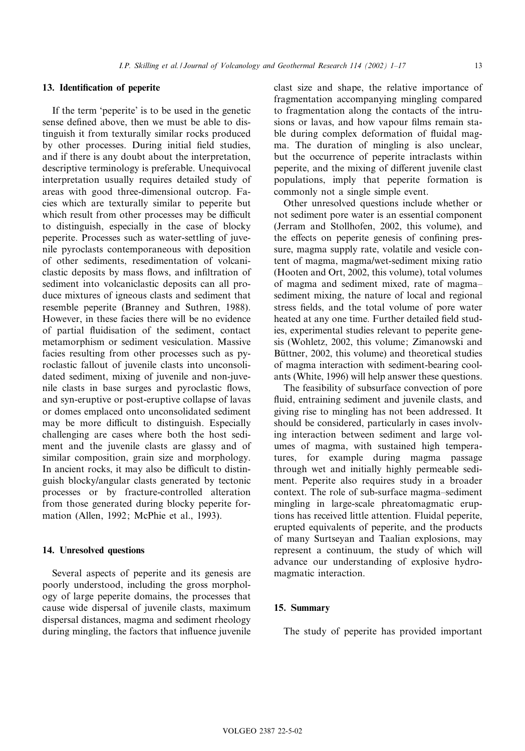## 13. Identification of peperite

If the term 'peperite' is to be used in the genetic sense defined above, then we must be able to distinguish it from texturally similar rocks produced by other processes. During initial field studies, and if there is any doubt about the interpretation, descriptive terminology is preferable. Unequivocal interpretation usually requires detailed study of areas with good three-dimensional outcrop. Facies which are texturally similar to peperite but which result from other processes may be difficult to distinguish, especially in the case of blocky peperite. Processes such as water-settling of juvenile pyroclasts contemporaneous with deposition of other sediments, resedimentation of volcaniclastic deposits by mass flows, and infiltration of sediment into volcaniclastic deposits can all produce mixtures of igneous clasts and sediment that resemble peperite (Branney and Suthren, 1988). However, in these facies there will be no evidence of partial fluidisation of the sediment, contact metamorphism or sediment vesiculation. Massive facies resulting from other processes such as pyroclastic fallout of juvenile clasts into unconsolidated sediment, mixing of juvenile and non-juvenile clasts in base surges and pyroclastic flows, and syn-eruptive or post-eruptive collapse of lavas or domes emplaced onto unconsolidated sediment may be more difficult to distinguish. Especially challenging are cases where both the host sediment and the juvenile clasts are glassy and of similar composition, grain size and morphology. In ancient rocks, it may also be difficult to distinguish blocky/angular clasts generated by tectonic processes or by fracture-controlled alteration from those generated during blocky peperite formation (Allen, 1992; McPhie et al., 1993).

## 14. Unresolved questions

Several aspects of peperite and its genesis are poorly understood, including the gross morphology of large peperite domains, the processes that cause wide dispersal of juvenile clasts, maximum dispersal distances, magma and sediment rheology during mingling, the factors that influence juvenile clast size and shape, the relative importance of fragmentation accompanying mingling compared to fragmentation along the contacts of the intrusions or lavas, and how vapour films remain stable during complex deformation of fluidal magma. The duration of mingling is also unclear, but the occurrence of peperite intraclasts within peperite, and the mixing of different juvenile clast populations, imply that peperite formation is commonly not a single simple event.

Other unresolved questions include whether or not sediment pore water is an essential component (Jerram and Stollhofen, 2002, this volume), and the effects on peperite genesis of confining pressure, magma supply rate, volatile and vesicle content of magma, magma/wet-sediment mixing ratio (Hooten and Ort, 2002, this volume), total volumes of magma and sediment mixed, rate of magma–sediment mixing, the nature of local and regional stress fields, and the total volume of pore water heated at any one time. Further detailed field studies, experimental studies relevant to peperite genesis (Wohletz, 2002, this volume; Zimanowski and Büttner, 2002, this volume) and theoretical studies of magma interaction with sediment-bearing coolants (White, 1996) will help answer these questions.

The feasibility of subsurface convection of pore fluid, entraining sediment and juvenile clasts, and giving rise to mingling has not been addressed. It should be considered, particularly in cases involving interaction between sediment and large volumes of magma, with sustained high temperatures, for example during magma passage through wet and initially highly permeable sediment. Peperite also requires study in a broader context. The role of sub-surface magma–sediment mingling in large-scale phreatomagmatic eruptions has received little attention. Fluidal peperite, erupted equivalents of peperite, and the products of many Surtseyan and Taalian explosions, may represent a continuum, the study of which will advance our understanding of explosive hydromagmatic interaction.

## 15. Summary

The study of peperite has provided important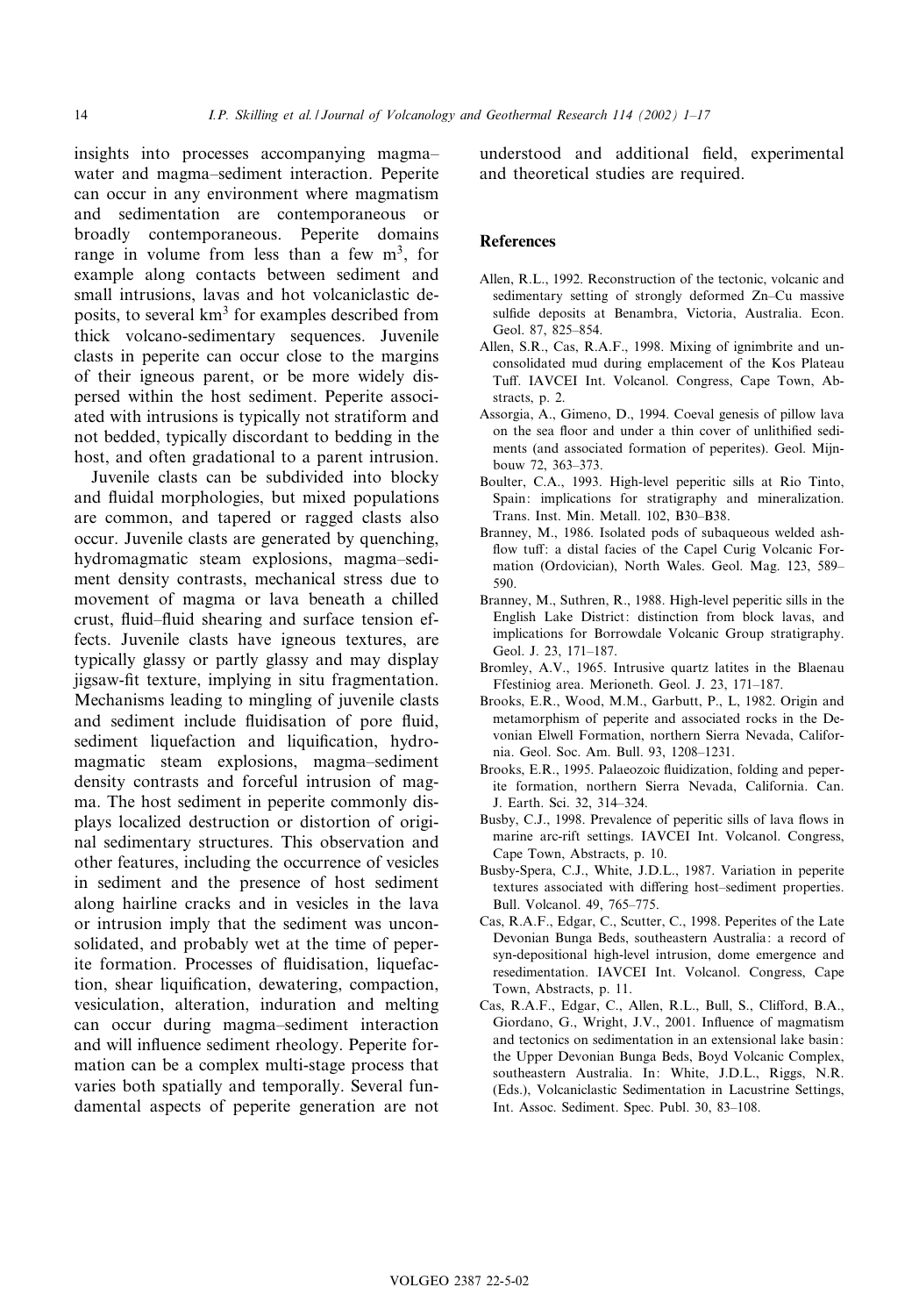insights into processes accompanying magma–water and magma–sediment interaction. Peperite can occur in any environment where magmatism and sedimentation are contemporaneous or broadly contemporaneous. Peperite domains range in volume from less than a few $m^3$, for example along contacts between sediment and small intrusions, lavas and hot volcaniclastic deposits, to several $km^3$ for examples described from thick volcano-sedimentary sequences. Juvenile clasts in peperite can occur close to the margins of their igneous parent, or be more widely dispersed within the host sediment. Peperite associated with intrusions is typically not stratiform and not bedded, typically discordant to bedding in the host, and often gradational to a parent intrusion.

Juvenile clasts can be subdivided into blocky and fluidal morphologies, but mixed populations are common, and tapered or ragged clasts also occur. Juvenile clasts are generated by quenching, hydromagmatic steam explosions, magma–sediment density contrasts, mechanical stress due to movement of magma or lava beneath a chilled crust, fluid–fluid shearing and surface tension effects. Juvenile clasts have igneous textures, are typically glassy or partly glassy and may display jigsaw-fit texture, implying in situ fragmentation. Mechanisms leading to mingling of juvenile clasts and sediment include fluidisation of pore fluid, sediment liquefaction and liquification, hydromagmatic steam explosions, magma–sediment density contrasts and forceful intrusion of magma. The host sediment in peperite commonly displays localized destruction or distortion of original sedimentary structures. This observation and other features, including the occurrence of vesicles in sediment and the presence of host sediment along hairline cracks and in vesicles in the lava or intrusion imply that the sediment was unconsolidated, and probably wet at the time of peperite formation. Processes of fluidisation, liquefaction, shear liquification, dewatering, compaction, vesiculation, alteration, induration and melting can occur during magma–sediment interaction and will influence sediment rheology. Peperite formation can be a complex multi-stage process that varies both spatially and temporally. Several fundamental aspects of peperite generation are not understood and additional field, experimental and theoretical studies are required.

## References

- Allen, R.L., 1992. Reconstruction of the tectonic, volcanic and sedimentary setting of strongly deformed Zn–Cu massive sulfide deposits at Benambra, Victoria, Australia. Econ. Geol. 87, 825–854.
- Allen, S.R., Cas, R.A.F., 1998. Mixing of ignimbrite and unconsolidated mud during emplacement of the Kos Plateau Tuff. IAVCEI Int. Volcanol. Congress, Cape Town, Abstracts, p. 2.
- Assorgia, A., Gimeno, D., 1994. Coeval genesis of pillow lava on the sea floor and under a thin cover of unlithified sediments (and associated formation of peperites). Geol. Mijnbouw 72, 363–373.
- Boulter, C.A., 1993. High-level peperitic sills at Rio Tinto, Spain: implications for stratigraphy and mineralization. Trans. Inst. Min. Metall. 102, B30–B38.
- Branney, M., 1986. Isolated pods of subaqueous welded ash-flow tuff: a distal facies of the Capel Curig Volcanic Formation (Ordovician), North Wales. Geol. Mag. 123, 589–590.
- Branney, M., Suthren, R., 1988. High-level peperitic sills in the English Lake District: distinction from block lavas, and implications for Borrowdale Volcanic Group stratigraphy. Geol. J. 23, 171–187.
- Bromley, A.V., 1965. Intrusive quartz latites in the Blaenau Ffestiniog area. Merioneth. Geol. J. 23, 171–187.
- Brooks, E.R., Wood, M.M., Garbutt, P., L, 1982. Origin and metamorphism of peperite and associated rocks in the Devonian Elwell Formation, northern Sierra Nevada, California. Geol. Soc. Am. Bull. 93, 1208–1231.
- Brooks, E.R., 1995. Palaeozoic fluidization, folding and peperite formation, northern Sierra Nevada, California. Can. J. Earth. Sci. 32, 314–324.
- Busby, C.J., 1998. Prevalence of peperitic sills of lava flows in marine arc-rift settings. IAVCEI Int. Volcanol. Congress, Cape Town, Abstracts, p. 10.
- Busby-Spera, C.J., White, J.D.L., 1987. Variation in peperite textures associated with differing host–sediment properties. Bull. Volcanol. 49, 765–775.
- Cas, R.A.F., Edgar, C., Scutter, C., 1998. Peperites of the Late Devonian Bunga Beds, southeastern Australia: a record of syn-depositional high-level intrusion, dome emergence and resedimentation. IAVCEI Int. Volcanol. Congress, Cape Town, Abstracts, p. 11.
- Cas, R.A.F., Edgar, C., Allen, R.L., Bull, S., Clifford, B.A., Giordano, G., Wright, J.V., 2001. Influence of magmatism and tectonics on sedimentation in an extensional lake basin: the Upper Devonian Bunga Beds, Boyd Volcanic Complex, southeastern Australia. In: White, J.D.L., Riggs, N.R. (Eds.), Volcaniclastic Sedimentation in Lacustrine Settings, Int. Assoc. Sediment. Spec. Publ. 30, 83–108.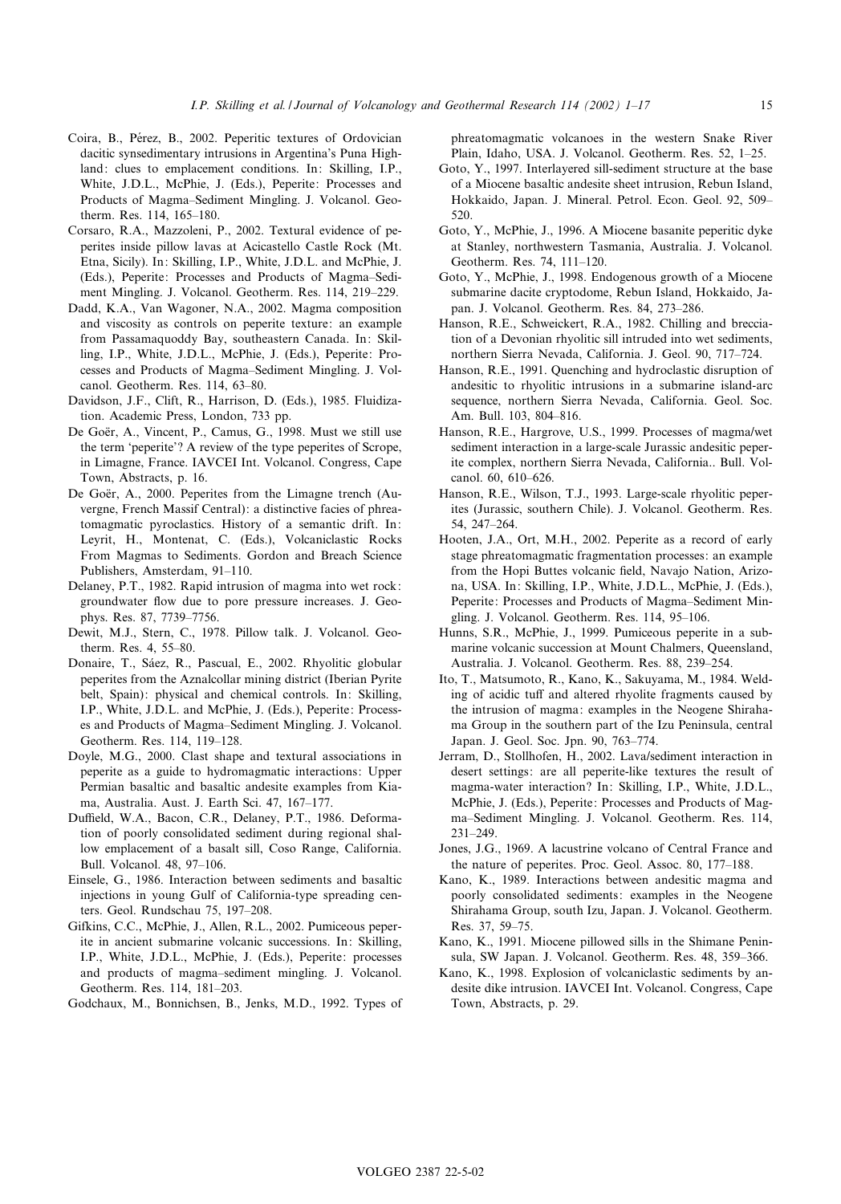Coira, B., Pérez, B., 2002. Peperitic textures of Ordovician dacitic synsedimentary intrusions in Argentina's Puna Highland: clues to emplacement conditions. In: Skilling, I.P., White, J.D.L., McPhie, J. (Eds.), Peperite: Processes and Products of Magma–Sediment Mingling. J. Volcanol. Geotherm. Res. 114, 165–180.

Corsaro, R.A., Mazzoleni, P., 2002. Textural evidence of peperites inside pillow lavas at Acicastello Castle Rock (Mt. Etna, Sicily). In: Skilling, I.P., White, J.D.L. and McPhie, J. (Eds.), Peperite: Processes and Products of Magma–Sediment Mingling. J. Volcanol. Geotherm. Res. 114, 219–229.

Dadd, K.A., Van Wagoner, N.A., 2002. Magma composition and viscosity as controls on peperite texture: an example from Passamaquoddy Bay, southeastern Canada. In: Skilling, I.P., White, J.D.L., McPhie, J. (Eds.), Peperite: Processes and Products of Magma–Sediment Mingling. J. Volcanol. Geotherm. Res. 114, 63–80.

Davidson, J.F., Clift, R., Harrison, D. (Eds.), 1985. Fluidization. Academic Press, London, 733 pp.

De Goër, A., Vincent, P., Camus, G., 1998. Must we still use the term 'peperite'? A review of the type peperites of Scrope, in Limagne, France. IAVCEI Int. Volcanol. Congress, Cape Town, Abstracts, p. 16.

De Goër, A., 2000. Peperites from the Limagne trench (Auvergne, French Massif Central): a distinctive facies of phreatomagmatic pyroclastics. History of a semantic drift. In: Leyrit, H., Montenat, C. (Eds.), Volcaniclastic Rocks From Magmas to Sediments. Gordon and Breach Science Publishers, Amsterdam, 91–110.

Delaney, P.T., 1982. Rapid intrusion of magma into wet rock: groundwater flow due to pore pressure increases. J. Geophys. Res. 87, 7739–7756.

Dewit, M.J., Stern, C., 1978. Pillow talk. J. Volcanol. Geotherm. Res. 4, 55–80.

Donaire, T., Sáez, R., Pascual, E., 2002. Rhyolitic globular peperites from the Aznalcollar mining district (Iberian Pyrite belt, Spain): physical and chemical controls. In: Skilling, I.P., White, J.D.L. and McPhie, J. (Eds.), Peperite: Processes and Products of Magma–Sediment Mingling. J. Volcanol. Geotherm. Res. 114, 119–128.

Doyle, M.G., 2000. Clast shape and textural associations in peperite as a guide to hydromagmatic interactions: Upper Permian basaltic and basaltic andesite examples from Kiama, Australia. Aust. J. Earth Sci. 47, 167–177.

Duffield, W.A., Bacon, C.R., Delaney, P.T., 1986. Deformation of poorly consolidated sediment during regional shallow emplacement of a basalt sill, Coso Range, California. Bull. Volcanol. 48, 97–106.

Einsele, G., 1986. Interaction between sediments and basaltic injections in young Gulf of California-type spreading centers. Geol. Rundschau 75, 197–208.

Gifkins, C.C., McPhie, J., Allen, R.L., 2002. Pumiceous peperite in ancient submarine volcanic successions. In: Skilling, I.P., White, J.D.L., McPhie, J. (Eds.), Peperite: processes and products of magma–sediment mingling. J. Volcanol. Geotherm. Res. 114, 181–203.

Godchaux, M., Bonnichsen, B., Jenks, M.D., 1992. Types of phreatomagmatic volcanoes in the western Snake River Plain, Idaho, USA. J. Volcanol. Geotherm. Res. 52, 1–25.

Goto, Y., 1997. Interlayered sill-sediment structure at the base of a Miocene basaltic andesite sheet intrusion, Rebun Island, Hokkaido, Japan. J. Mineral. Petrol. Econ. Geol. 92, 509–520.

Goto, Y., McPhie, J., 1996. A Miocene basanite peperitic dyke at Stanley, northwestern Tasmania, Australia. J. Volcanol. Geotherm. Res. 74, 111–120.

Goto, Y., McPhie, J., 1998. Endogenous growth of a Miocene submarine dacite cryptodome, Rebun Island, Hokkaido, Japan. J. Volcanol. Geotherm. Res. 84, 273–286.

Hanson, R.E., Schweickert, R.A., 1982. Chilling and brecciation of a Devonian rhyolitic sill intruded into wet sediments, northern Sierra Nevada, California. J. Geol. 90, 717–724.

Hanson, R.E., 1991. Quenching and hydroclastic disruption of andesitic to rhyolitic intrusions in a submarine island-arc sequence, northern Sierra Nevada, California. Geol. Soc. Am. Bull. 103, 804–816.

Hanson, R.E., Hargrove, U.S., 1999. Processes of magma/wet sediment interaction in a large-scale Jurassic andesitic peperite complex, northern Sierra Nevada, California.. Bull. Volcanol. 60, 610–626.

Hanson, R.E., Wilson, T.J., 1993. Large-scale rhyolitic peperites (Jurassic, southern Chile). J. Volcanol. Geotherm. Res. 54, 247–264.

Hooten, J.A., Ort, M.H., 2002. Peperite as a record of early stage phreatomagmatic fragmentation processes: an example from the Hopi Buttes volcanic field, Navajo Nation, Arizona, USA. In: Skilling, I.P., White, J.D.L., McPhie, J. (Eds.), Peperite: Processes and Products of Magma–Sediment Mingling. J. Volcanol. Geotherm. Res. 114, 95–106.

Hunns, S.R., McPhie, J., 1999. Pumiceous peperite in a submarine volcanic succession at Mount Chalmers, Queensland, Australia. J. Volcanol. Geotherm. Res. 88, 239–254.

Ito, T., Matsumoto, R., Kano, K., Sakuyama, M., 1984. Welding of acidic tuff and altered rhyolite fragments caused by the intrusion of magma: examples in the Neogene Shirahama Group in the southern part of the Izu Peninsula, central Japan. J. Geol. Soc. Jpn. 90, 763–774.

Jerram, D., Stollhofen, H., 2002. Lava/sediment interaction in desert settings: are all peperite-like textures the result of magma-water interaction? In: Skilling, I.P., White, J.D.L., McPhie, J. (Eds.), Peperite: Processes and Products of Magma–Sediment Mingling. J. Volcanol. Geotherm. Res. 114, 231–249.

Jones, J.G., 1969. A lacustrine volcano of Central France and the nature of peperites. Proc. Geol. Assoc. 80, 177–188.

Kano, K., 1989. Interactions between andesitic magma and poorly consolidated sediments: examples in the Neogene Shirahama Group, south Izu, Japan. J. Volcanol. Geotherm. Res. 37, 59–75.

Kano, K., 1991. Miocene pillowed sills in the Shimane Peninsula, SW Japan. J. Volcanol. Geotherm. Res. 48, 359–366.

Kano, K., 1998. Explosion of volcaniclastic sediments by andesite dike intrusion. IAVCEI Int. Volcanol. Congress, Cape Town, Abstracts, p. 29.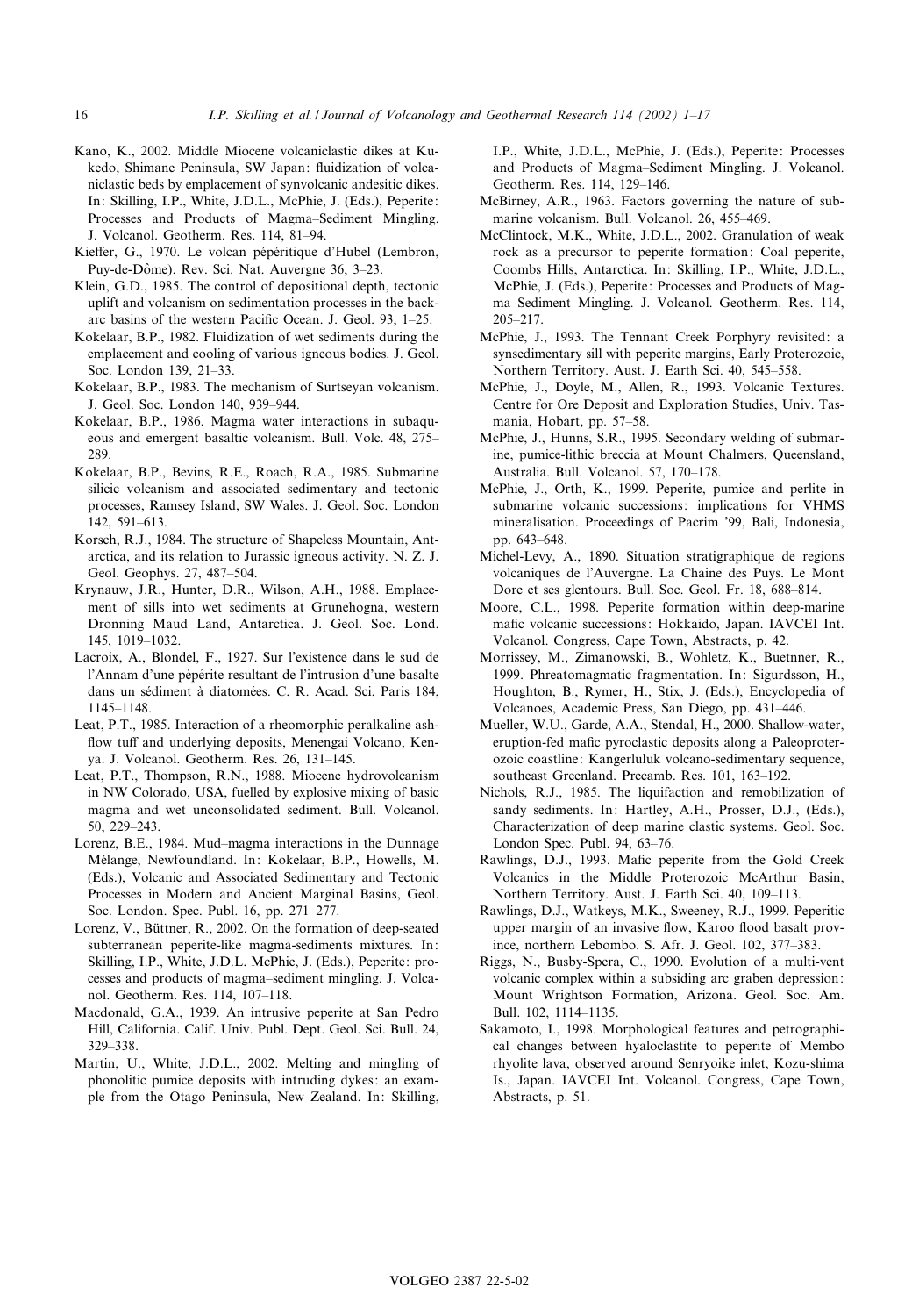Kano, K., 2002. Middle Miocene volcaniclastic dikes at Kukedo, Shimane Peninsula, SW Japan: fluidization of volcaniclastic beds by emplacement of synvolcanic andesitic dikes. In: Skilling, I.P., White, J.D.L., McPhie, J. (Eds.), Peperite: Processes and Products of Magma–Sediment Mingling. J. Volcanol. Geotherm. Res. 114, 81–94.

Kieffer, G., 1970. Le volcan pépéritique d'Hubel (Lembron, Puy-de-Dôme). Rev. Sci. Nat. Auvergne 36, 3–23.

Klein, G.D., 1985. The control of depositional depth, tectonic uplift and volcanism on sedimentation processes in the back-arc basins of the western Pacific Ocean. J. Geol. 93, 1–25.

Kokelaar, B.P., 1982. Fluidization of wet sediments during the emplacement and cooling of various igneous bodies. J. Geol. Soc. London 139, 21–33.

Kokelaar, B.P., 1983. The mechanism of Surtseyan volcanism. J. Geol. Soc. London 140, 939–944.

Kokelaar, B.P., 1986. Magma water interactions in subaqueous and emergent basaltic volcanism. Bull. Volc. 48, 275–289.

Kokelaar, B.P., Bevins, R.E., Roach, R.A., 1985. Submarine silicic volcanism and associated sedimentary and tectonic processes, Ramsey Island, SW Wales. J. Geol. Soc. London 142, 591–613.

Korsch, R.J., 1984. The structure of Shapeless Mountain, Antarctica, and its relation to Jurassic igneous activity. N. Z. J. Geol. Geophys. 27, 487–504.

Krynauw, J.R., Hunter, D.R., Wilson, A.H., 1988. Emplacement of sills into wet sediments at Grunehogna, western Dronning Maud Land, Antarctica. J. Geol. Soc. Lond. 145, 1019–1032.

Lacroix, A., Blondel, F., 1927. Sur l'existence dans le sud de l'Annam d'une pépérite resultant de l'intrusion d'une basalte dans un sédiment à diatomées. C. R. Acad. Sci. Paris 184, 1145–1148.

Leat, P.T., 1985. Interaction of a rheomorphic peralkaline ash-flow tuff and underlying deposits, Menengai Volcano, Kenya. J. Volcanol. Geotherm. Res. 26, 131–145.

Leat, P.T., Thompson, R.N., 1988. Miocene hydrovolcanism in NW Colorado, USA, fuelled by explosive mixing of basic magma and wet unconsolidated sediment. Bull. Volcanol. 50, 229–243.

Lorenz, B.E., 1984. Mud–magma interactions in the Dunnage Mélange, Newfoundland. In: Kokelaar, B.P., Howells, M. (Eds.), Volcanic and Associated Sedimentary and Tectonic Processes in Modern and Ancient Marginal Basins, Geol. Soc. London. Spec. Publ. 16, pp. 271–277.

Lorenz, V., Büttner, R., 2002. On the formation of deep-seated subterranean peperite-like magma-sediments mixtures. In: Skilling, I.P., White, J.D.L. McPhie, J. (Eds.), Peperite: processes and products of magma–sediment mingling. J. Volcanol. Geotherm. Res. 114, 107–118.

Macdonald, G.A., 1939. An intrusive peperite at San Pedro Hill, California. Calif. Univ. Publ. Dept. Geol. Sci. Bull. 24, 329–338.

Martin, U., White, J.D.L., 2002. Melting and mingling of phonolitic pumice deposits with intruding dykes: an example from the Otago Peninsula, New Zealand. In: Skilling, I.P., White, J.D.L., McPhie, J. (Eds.), Peperite: Processes and Products of Magma–Sediment Mingling. J. Volcanol. Geotherm. Res. 114, 129–146.

McBirney, A.R., 1963. Factors governing the nature of submarine volcanism. Bull. Volcanol. 26, 455–469.

McClintock, M.K., White, J.D.L., 2002. Granulation of weak rock as a precursor to peperite formation: Coal peperite, Coombs Hills, Antarctica. In: Skilling, I.P., White, J.D.L., McPhie, J. (Eds.), Peperite: Processes and Products of Magma–Sediment Mingling. J. Volcanol. Geotherm. Res. 114, 205–217.

McPhie, J., 1993. The Tennant Creek Porphyry revisited: a synsedimentary sill with peperite margins, Early Proterozoic, Northern Territory. Aust. J. Earth Sci. 40, 545–558.

McPhie, J., Doyle, M., Allen, R., 1993. Volcanic Textures. Centre for Ore Deposit and Exploration Studies, Univ. Tasmania, Hobart, pp. 57–58.

McPhie, J., Hunns, S.R., 1995. Secondary welding of submarine, pumice-lithic breccia at Mount Chalmers, Queensland, Australia. Bull. Volcanol. 57, 170–178.

McPhie, J., Orth, K., 1999. Peperite, pumice and perlite in submarine volcanic successions: implications for VHMS mineralisation. Proceedings of Pacrim '99, Bali, Indonesia, pp. 643–648.

Michel-Levy, A., 1890. Situation stratigraphique de regions volcaniques de l'Auvergne. La Chaine des Puys. Le Mont Dore et ses glentours. Bull. Soc. Geol. Fr. 18, 688–814.

Moore, C.L., 1998. Peperite formation within deep-marine mafic volcanic successions: Hokkaido, Japan. IAVCEI Int. Volcanol. Congress, Cape Town, Abstracts, p. 42.

Morrissey, M., Zimanowski, B., Wohletz, K., Buetnner, R., 1999. Phreatomagmatic fragmentation. In: Sigurdsson, H., Houghton, B., Rymer, H., Stix, J. (Eds.), Encyclopedia of Volcanoes, Academic Press, San Diego, pp. 431–446.

Mueller, W.U., Garde, A.A., Stendal, H., 2000. Shallow-water, eruption-fed mafic pyroclastic deposits along a Paleoproterozoic coastline: Kangerluluk volcano-sedimentary sequence, southeast Greenland. Precamb. Res. 101, 163–192.

Nichols, R.J., 1985. The liquifaction and remobilization of sandy sediments. In: Hartley, A.H., Prosser, D.J., (Eds.), Characterization of deep marine clastic systems. Geol. Soc. London Spec. Publ. 94, 63–76.

Rawlings, D.J., 1993. Mafic peperite from the Gold Creek Volcanics in the Middle Proterozoic McArthur Basin, Northern Territory. Aust. J. Earth Sci. 40, 109–113.

Rawlings, D.J., Watkeys, M.K., Sweeney, R.J., 1999. Peperitic upper margin of an invasive flow, Karoo flood basalt province, northern Lebombo. S. Afr. J. Geol. 102, 377–383.

Riggs, N., Busby-Spera, C., 1990. Evolution of a multi-vent volcanic complex within a subsiding arc graben depression: Mount Wrightson Formation, Arizona. Geol. Soc. Am. Bull. 102, 1114–1135.

Sakamoto, I., 1998. Morphological features and petrographical changes between hyaloclastite to peperite of Membo rhyolite lava, observed around Senryoike inlet, Kozu-shima Is., Japan. IAVCEI Int. Volcanol. Congress, Cape Town, Abstracts, p. 51.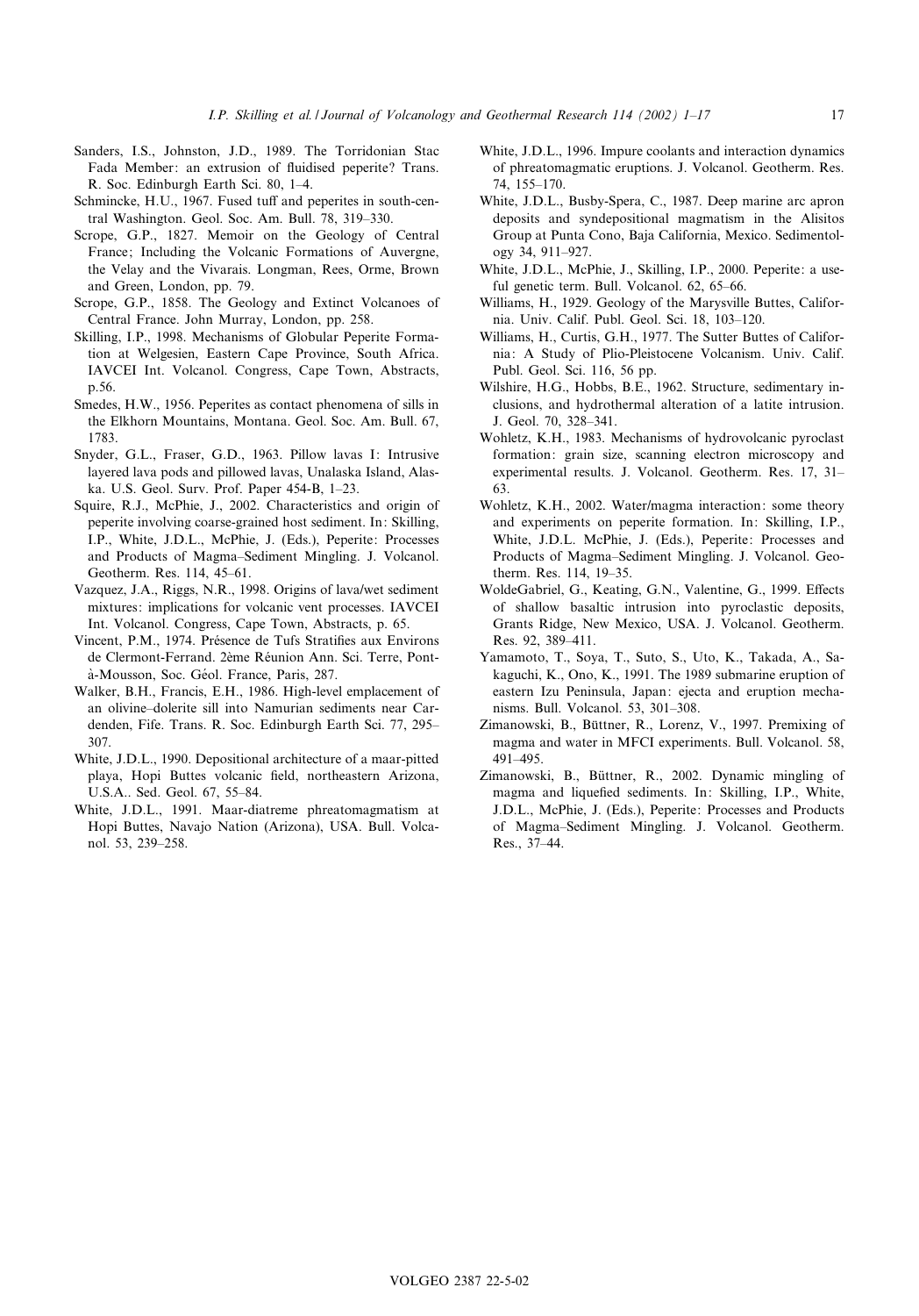Sanders, I.S., Johnston, J.D., 1989. The Torridonian Stac Fada Member: an extrusion of fluidised peperite? Trans. R. Soc. Edinburgh Earth Sci. 80, 1–4.

Schmincke, H.U., 1967. Fused tuff and peperites in south-central Washington. Geol. Soc. Am. Bull. 78, 319–330.

Scrope, G.P., 1827. Memoir on the Geology of Central France; Including the Volcanic Formations of Auvergne, the Velay and the Vivarais. Longman, Rees, Orme, Brown and Green, London, pp. 79.

Scrope, G.P., 1858. The Geology and Extinct Volcanoes of Central France. John Murray, London, pp. 258.

Skilling, I.P., 1998. Mechanisms of Globular Peperite Formation at Welgesien, Eastern Cape Province, South Africa. IAVCEI Int. Volcanol. Congress, Cape Town, Abstracts, p.56.

Smedes, H.W., 1956. Peperites as contact phenomena of sills in the Elkhorn Mountains, Montana. Geol. Soc. Am. Bull. 67, 1783.

Snyder, G.L., Fraser, G.D., 1963. Pillow lavas I: Intrusive layered lava pods and pillowed lavas, Unalaska Island, Alaska. U.S. Geol. Surv. Prof. Paper 454-B, 1–23.

Squire, R.J., McPhie, J., 2002. Characteristics and origin of peperite involving coarse-grained host sediment. In: Skilling, I.P., White, J.D.L., McPhie, J. (Eds.), Peperite: Processes and Products of Magma–Sediment Mingling. J. Volcanol. Geotherm. Res. 114, 45–61.

Vazquez, J.A., Riggs, N.R., 1998. Origins of lava/wet sediment mixtures: implications for volcanic vent processes. IAVCEI Int. Volcanol. Congress, Cape Town, Abstracts, p. 65.

Vincent, P.M., 1974. Présence de Tufs Stratifies aux Environs de Clermont-Ferrand. 2ème Réunion Ann. Sci. Terre, Pont-à-Mousson, Soc. Géol. France, Paris, 287.

Walker, B.H., Francis, E.H., 1986. High-level emplacement of an olivine–dolerite sill into Namurian sediments near Cardenden, Fife. Trans. R. Soc. Edinburgh Earth Sci. 77, 295–307.

White, J.D.L., 1990. Depositional architecture of a maar-pitted playa, Hopi Buttes volcanic field, northeastern Arizona, U.S.A.. Sed. Geol. 67, 55–84.

White, J.D.L., 1991. Maar-diatreme phreatomagmatism at Hopi Buttes, Navajo Nation (Arizona), USA. Bull. Volcanol. 53, 239–258.

White, J.D.L., 1996. Impure coolants and interaction dynamics of phreatomagmatic eruptions. J. Volcanol. Geotherm. Res. 74, 155–170.

White, J.D.L., Busby-Spera, C., 1987. Deep marine arc apron deposits and syndepositional magmatism in the Alisitos Group at Punta Cono, Baja California, Mexico. Sedimentology 34, 911–927.

White, J.D.L., McPhie, J., Skilling, I.P., 2000. Peperite: a useful genetic term. Bull. Volcanol. 62, 65–66.

Williams, H., 1929. Geology of the Marysville Buttes, California. Univ. Calif. Publ. Geol. Sci. 18, 103–120.

Williams, H., Curtis, G.H., 1977. The Sutter Buttes of California: A Study of Plio-Pleistocene Volcanism. Univ. Calif. Publ. Geol. Sci. 116, 56 pp.

Wilshire, H.G., Hobbs, B.E., 1962. Structure, sedimentary inclusions, and hydrothermal alteration of a latite intrusion. J. Geol. 70, 328–341.

Wohletz, K.H., 1983. Mechanisms of hydrovolcanic pyroclast formation: grain size, scanning electron microscopy and experimental results. J. Volcanol. Geotherm. Res. 17, 31–63.

Wohletz, K.H., 2002. Water/magma interaction: some theory and experiments on peperite formation. In: Skilling, I.P., White, J.D.L. McPhie, J. (Eds.), Peperite: Processes and Products of Magma–Sediment Mingling. J. Volcanol. Geotherm. Res. 114, 19–35.

WoldeGabriel, G., Keating, G.N., Valentine, G., 1999. Effects of shallow basaltic intrusion into pyroclastic deposits, Grants Ridge, New Mexico, USA. J. Volcanol. Geotherm. Res. 92, 389–411.

Yamamoto, T., Soya, T., Suto, S., Uto, K., Takada, A., Sakaguchi, K., Ono, K., 1991. The 1989 submarine eruption of eastern Izu Peninsula, Japan: ejecta and eruption mechanisms. Bull. Volcanol. 53, 301–308.

Zimanowski, B., Büttner, R., Lorenz, V., 1997. Premixing of magma and water in MFCI experiments. Bull. Volcanol. 58, 491–495.

Zimanowski, B., Büttner, R., 2002. Dynamic mingling of magma and liquefied sediments. In: Skilling, I.P., White, J.D.L., McPhie, J. (Eds.), Peperite: Processes and Products of Magma–Sediment Mingling. J. Volcanol. Geotherm. Res., 37–44.